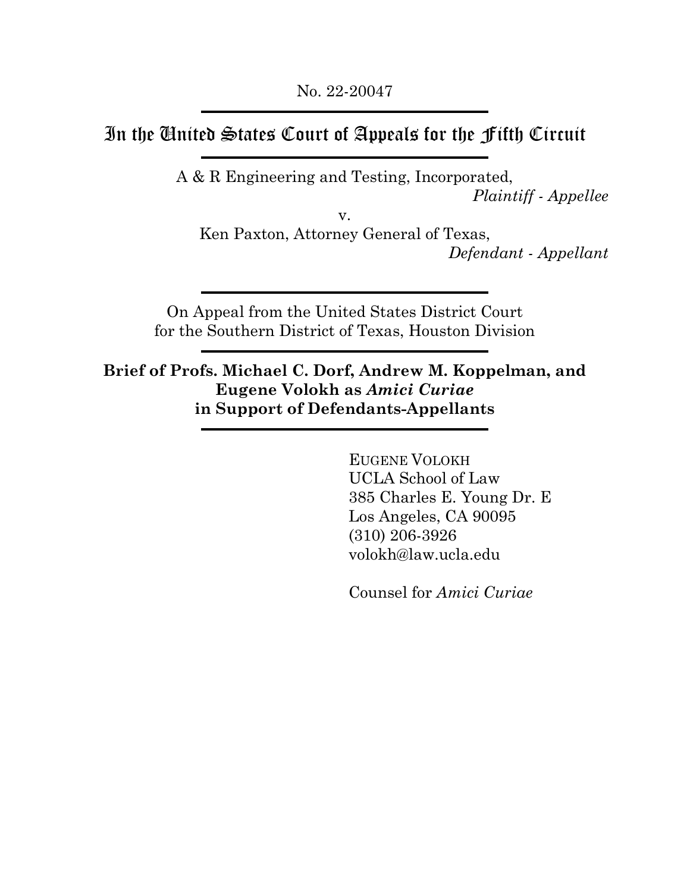No. 22-20047

---

# In the United States Court of Appeals for the Fifth Circuit

---

A & R Engineering and Testing, Incorporated,
*Plaintiff - Appellee*

v.

Ken Paxton, Attorney General of Texas,
*Defendant - Appellant*

---

On Appeal from the United States District Court
for the Southern District of Texas, Houston Division

---

**Brief of Profs. Michael C. Dorf, Andrew M. Koppelman, and Eugene Volokh as *Amici Curiae* in Support of Defendants-Appellants**

---

EUGENE VOLOKH
UCLA School of Law
385 Charles E. Young Dr. E
Los Angeles, CA 90095
(310) 206-3926
volokh@law.ucla.edu

Counsel for *Amici Curiae*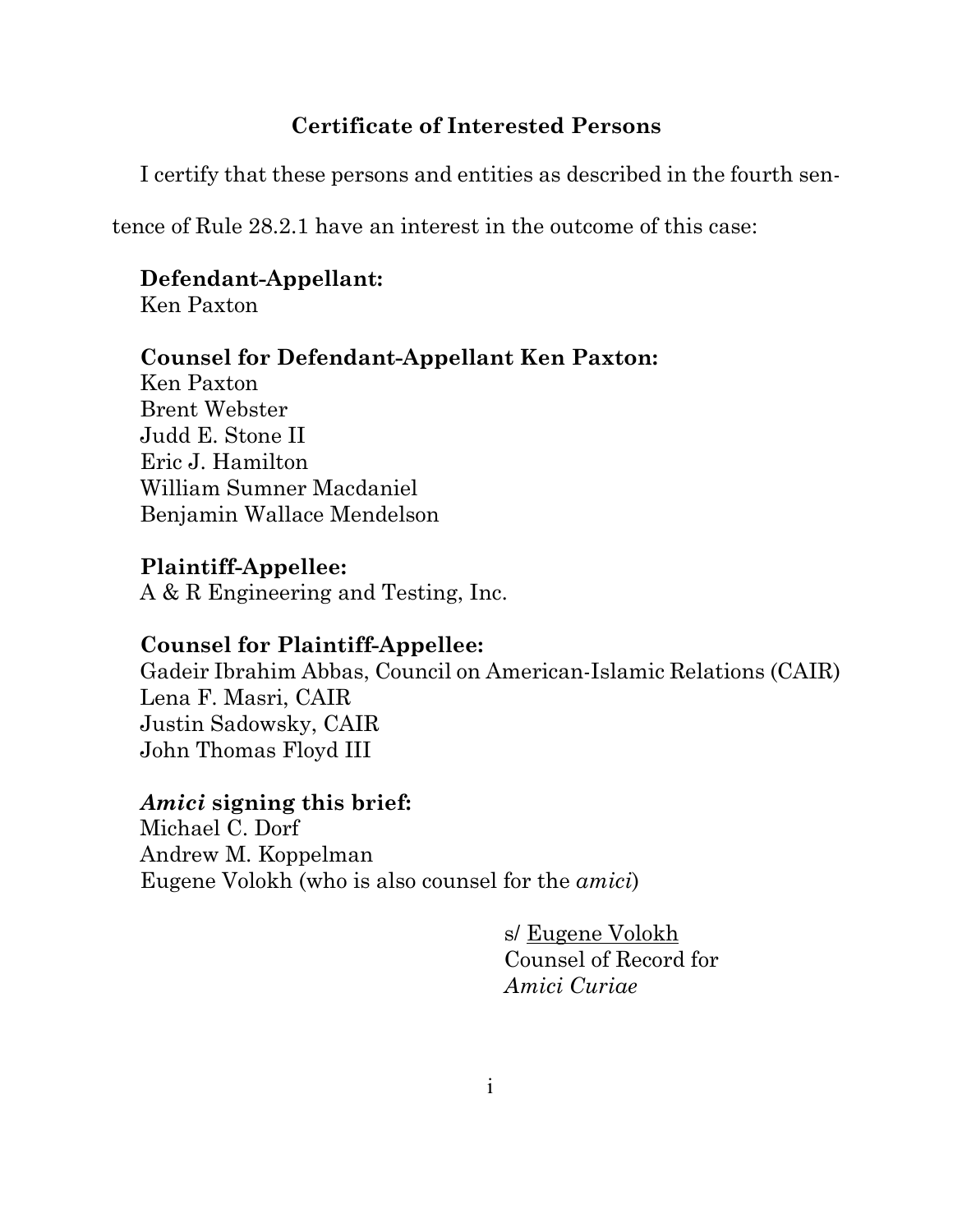## Certificate of Interested Persons

I certify that these persons and entities as described in the fourth sentence of Rule 28.2.1 have an interest in the outcome of this case:

**Defendant-Appellant:**
Ken Paxton

**Counsel for Defendant-Appellant Ken Paxton:**
Ken Paxton
Brent Webster
Judd E. Stone II
Eric J. Hamilton
William Sumner Macdaniel
Benjamin Wallace Mendelson

**Plaintiff-Appellee:**
A & R Engineering and Testing, Inc.

**Counsel for Plaintiff-Appellee:**
Gadeir Ibrahim Abbas, Council on American-Islamic Relations (CAIR)
Lena F. Masri, CAIR
Justin Sadowsky, CAIR
John Thomas Floyd III

***Amici* signing this brief:**
Michael C. Dorf
Andrew M. Koppelman
Eugene Volokh (who is also counsel for the *amici*)

s/ Eugene Volokh
Counsel of Record for
*Amici Curiae*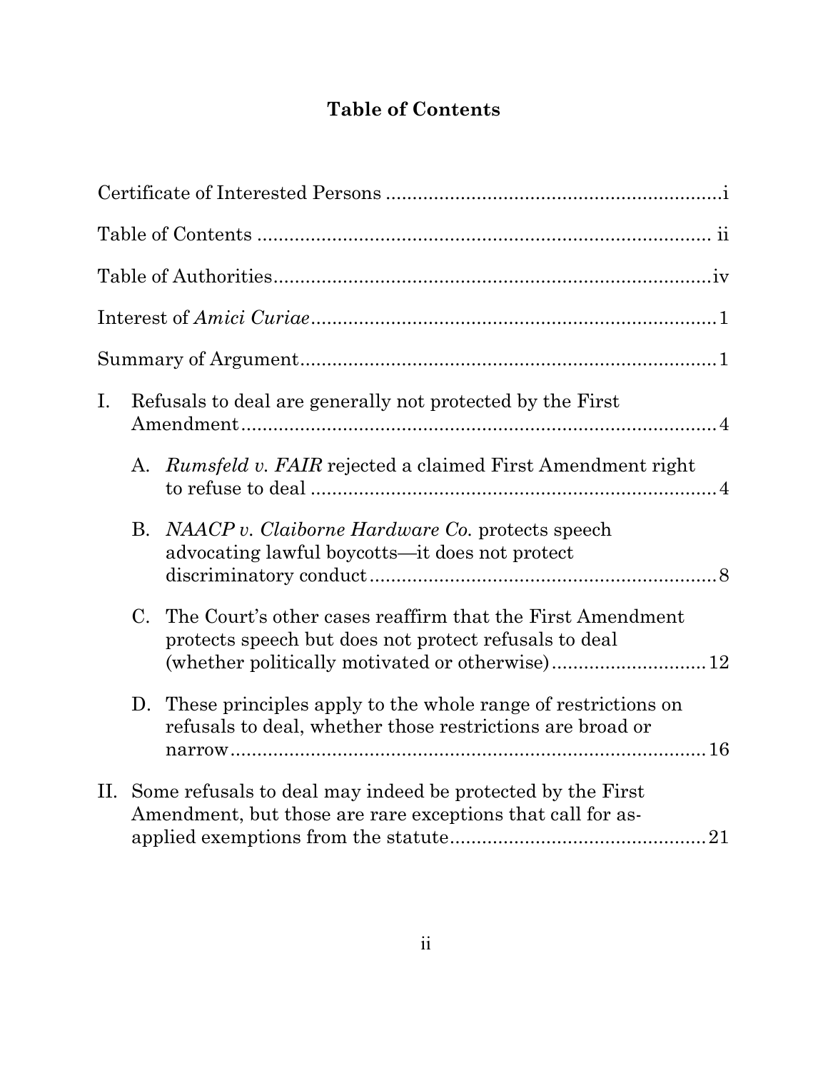# Table of Contents

Certificate of Interested Persons ............................................................. i

Table of Contents .................................................................................... ii

Table of Authorities ................................................................................ iv

Interest of *Amici Curiae* ........................................................................ 1

Summary of Argument ............................................................................ 1

I. Refusals to deal are generally not protected by the First Amendment ........................................................................................ 4

   A. *Rumsfeld v. FAIR* rejected a claimed First Amendment right to refuse to deal ........................................................................ 4

   B. *NAACP v. Claiborne Hardware Co.* protects speech advocating lawful boycotts—it does not protect discriminatory conduct ................................................................ 8

   C. The Court's other cases reaffirm that the First Amendment protects speech but does not protect refusals to deal (whether politically motivated or otherwise) ............................ 12

   D. These principles apply to the whole range of restrictions on refusals to deal, whether those restrictions are broad or narrow ........................................................................................ 16

II. Some refusals to deal may indeed be protected by the First Amendment, but those are rare exceptions that call for as-applied exemptions from the statute ................................................ 21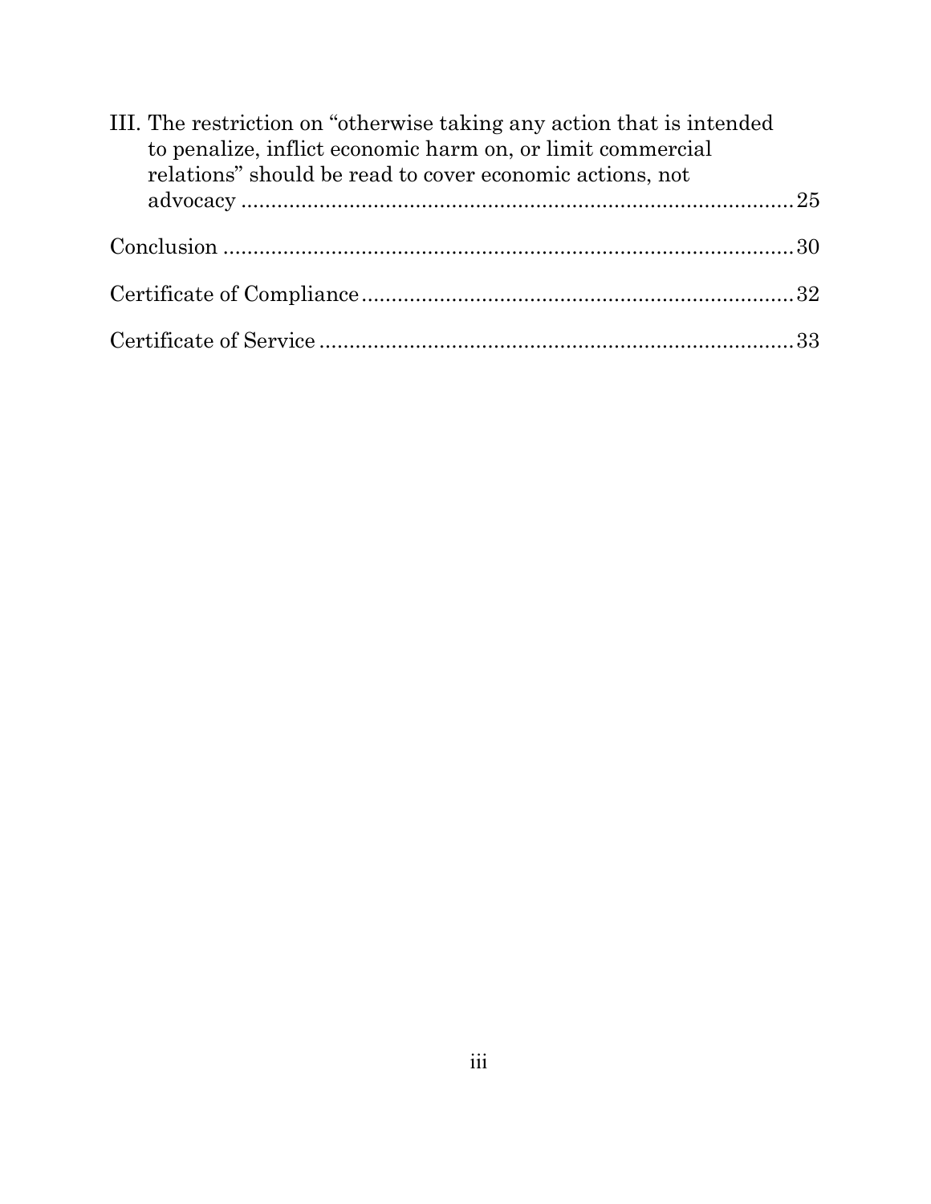III. The restriction on "otherwise taking any action that is intended to penalize, inflict economic harm on, or limit commercial relations" should be read to cover economic actions, not advocacy ........ 25

Conclusion ........ 30

Certificate of Compliance ........ 32

Certificate of Service ........ 33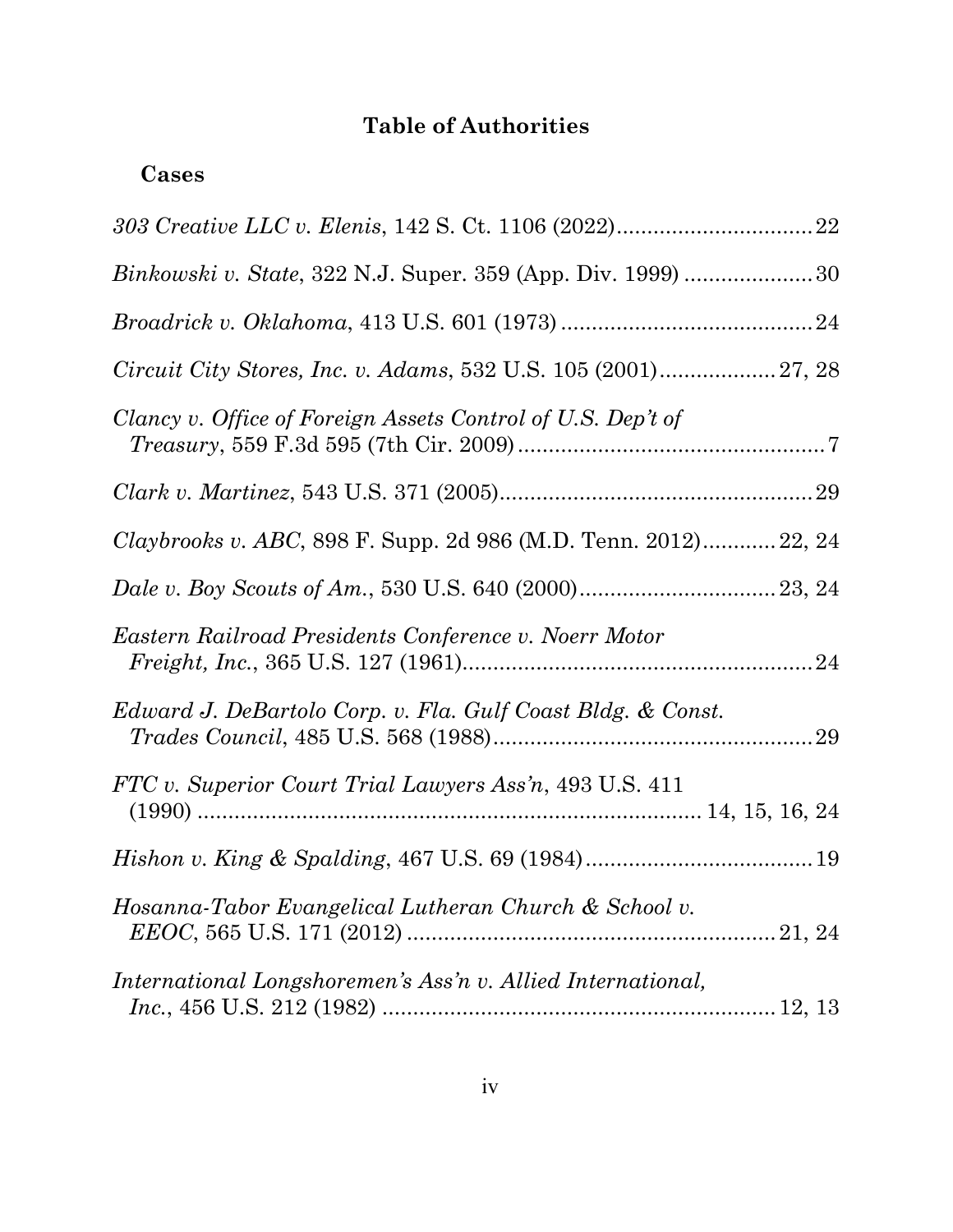# Table of Authorities

## Cases

*303 Creative LLC v. Elenis*, 142 S. Ct. 1106 (2022)................................22

*Binkowski v. State*, 322 N.J. Super. 359 (App. Div. 1999) .....................30

*Broadrick v. Oklahoma*, 413 U.S. 601 (1973).........................................24

*Circuit City Stores, Inc. v. Adams*, 532 U.S. 105 (2001)...................27, 28

*Clancy v. Office of Foreign Assets Control of U.S. Dep't of Treasury*, 559 F.3d 595 (7th Cir. 2009)..................................................7

*Clark v. Martinez*, 543 U.S. 371 (2005)..................................................29

*Claybrooks v. ABC*, 898 F. Supp. 2d 986 (M.D. Tenn. 2012)............22, 24

*Dale v. Boy Scouts of Am.*, 530 U.S. 640 (2000)................................23, 24

*Eastern Railroad Presidents Conference v. Noerr Motor Freight, Inc.*, 365 U.S. 127 (1961)..........................................................24

*Edward J. DeBartolo Corp. v. Fla. Gulf Coast Bldg. & Const. Trades Council*, 485 U.S. 568 (1988)....................................................29

*FTC v. Superior Court Trial Lawyers Ass'n*, 493 U.S. 411 (1990) ................................................................................ 14, 15, 16, 24

*Hishon v. King & Spalding*, 467 U.S. 69 (1984).....................................19

*Hosanna-Tabor Evangelical Lutheran Church & School v. EEOC*, 565 U.S. 171 (2012) ............................................................21, 24

*International Longshoremen's Ass'n v. Allied International, Inc.*, 456 U.S. 212 (1982) ................................................................ 12, 13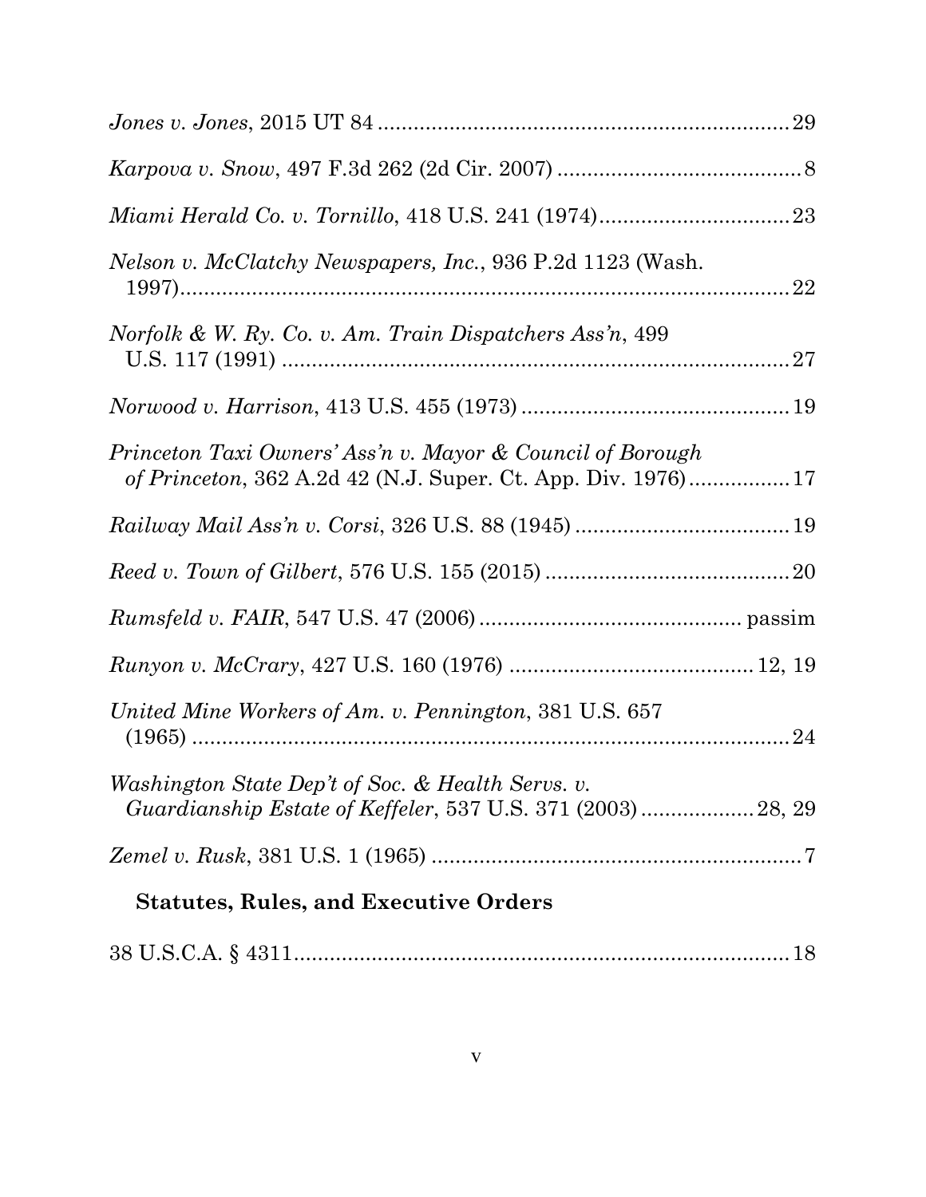*Jones v. Jones*, 2015 UT 84 .......................................................................29

*Karpova v. Snow*, 497 F.3d 262 (2d Cir. 2007) ...........................................8

*Miami Herald Co. v. Tornillo*, 418 U.S. 241 (1974)...................................23

*Nelson v. McClatchy Newspapers, Inc.*, 936 P.2d 1123 (Wash. 1997)..........................................................................................................22

*Norfolk & W. Ry. Co. v. Am. Train Dispatchers Ass'n*, 499 U.S. 117 (1991) .........................................................................................27

*Norwood v. Harrison*, 413 U.S. 455 (1973) ...............................................19

*Princeton Taxi Owners' Ass'n v. Mayor & Council of Borough of Princeton*, 362 A.2d 42 (N.J. Super. Ct. App. Div. 1976).................17

*Railway Mail Ass'n v. Corsi*, 326 U.S. 88 (1945) ......................................19

*Reed v. Town of Gilbert*, 576 U.S. 155 (2015) ...........................................20

*Rumsfeld v. FAIR*, 547 U.S. 47 (2006) ............................................. passim

*Runyon v. McCrary*, 427 U.S. 160 (1976) ..........................................12, 19

*United Mine Workers of Am. v. Pennington*, 381 U.S. 657 (1965) ..........................................................................................................24

*Washington State Dep't of Soc. & Health Servs. v. Guardianship Estate of Keffeler*, 537 U.S. 371 (2003) ...................28, 29

*Zemel v. Rusk*, 381 U.S. 1 (1965) ................................................................7

## Statutes, Rules, and Executive Orders

38 U.S.C.A. § 4311......................................................................................18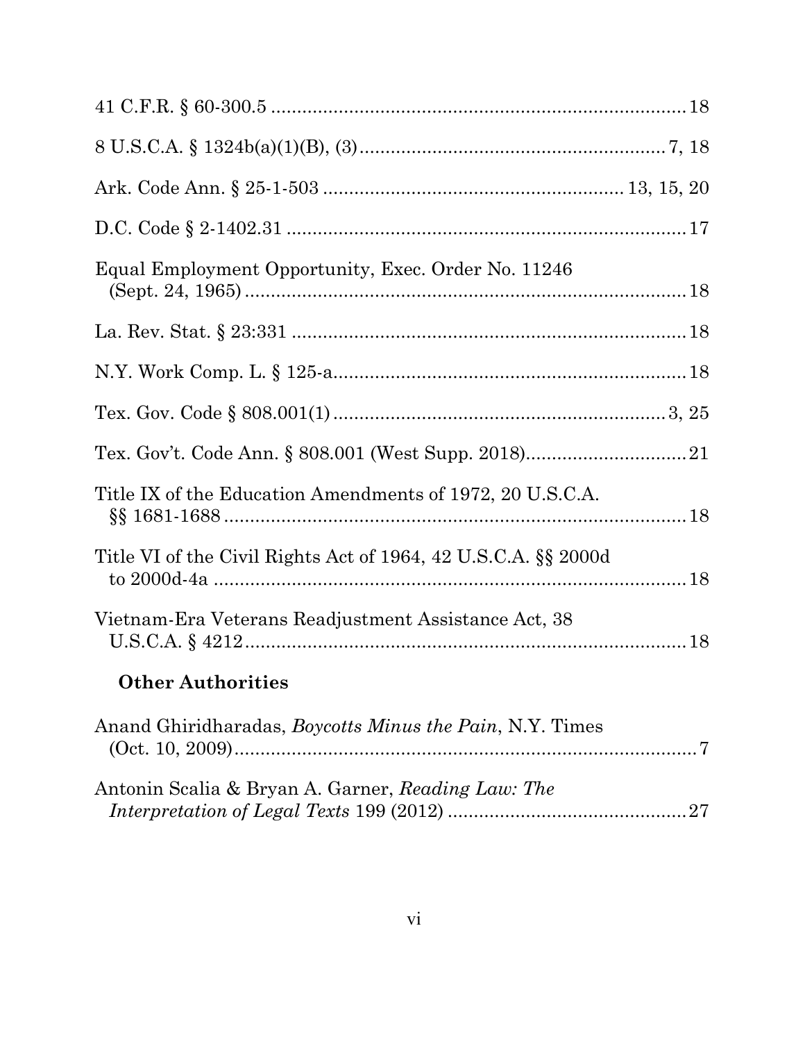41 C.F.R. § 60-300.5 ........................................................................ 18

8 U.S.C.A. § 1324b(a)(1)(B), (3) ........................................................ 7, 18

Ark. Code Ann. § 25-1-503 ........................................................ 13, 15, 20

D.C. Code § 2-1402.31 ........................................................................ 17

Equal Employment Opportunity, Exec. Order No. 11246 (Sept. 24, 1965) ........................................................................ 18

La. Rev. Stat. § 23:331 ........................................................................ 18

N.Y. Work Comp. L. § 125-a ........................................................................ 18

Tex. Gov. Code § 808.001(1) ........................................................ 3, 25

Tex. Gov't. Code Ann. § 808.001 (West Supp. 2018) ........................................ 21

Title IX of the Education Amendments of 1972, 20 U.S.C.A. §§ 1681-1688 ........................................................................ 18

Title VI of the Civil Rights Act of 1964, 42 U.S.C.A. §§ 2000d to 2000d-4a ........................................................................ 18

Vietnam-Era Veterans Readjustment Assistance Act, 38 U.S.C.A. § 4212 ........................................................................ 18

**Other Authorities**

Anand Ghiridharadas, *Boycotts Minus the Pain*, N.Y. Times (Oct. 10, 2009) ........................................................................ 7

Antonin Scalia & Bryan A. Garner, *Reading Law: The Interpretation of Legal Texts* 199 (2012) ........................................ 27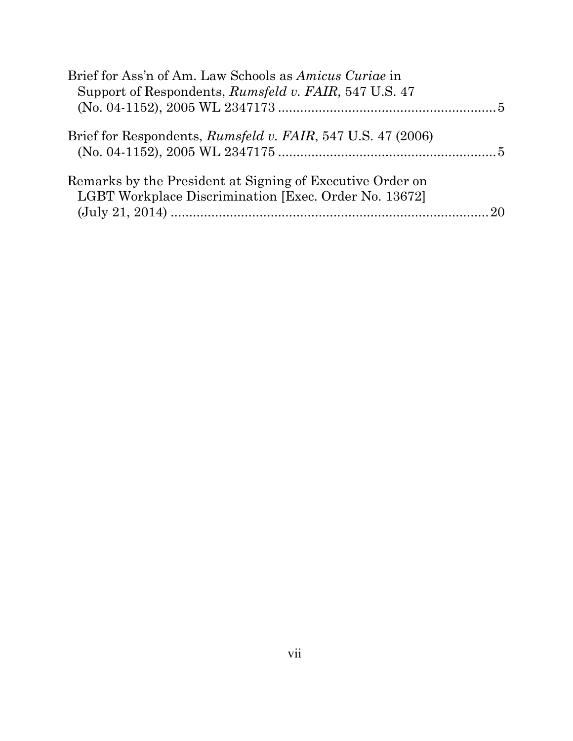Brief for Ass'n of Am. Law Schools as *Amicus Curiae* in Support of Respondents, *Rumsfeld v. FAIR*, 547 U.S. 47 (No. 04-1152), 2005 WL 2347173 .......................................................... 5

Brief for Respondents, *Rumsfeld v. FAIR*, 547 U.S. 47 (2006) (No. 04-1152), 2005 WL 2347175 .......................................................... 5

Remarks by the President at Signing of Executive Order on LGBT Workplace Discrimination [Exec. Order No. 13672] (July 21, 2014) ..................................................................................... 20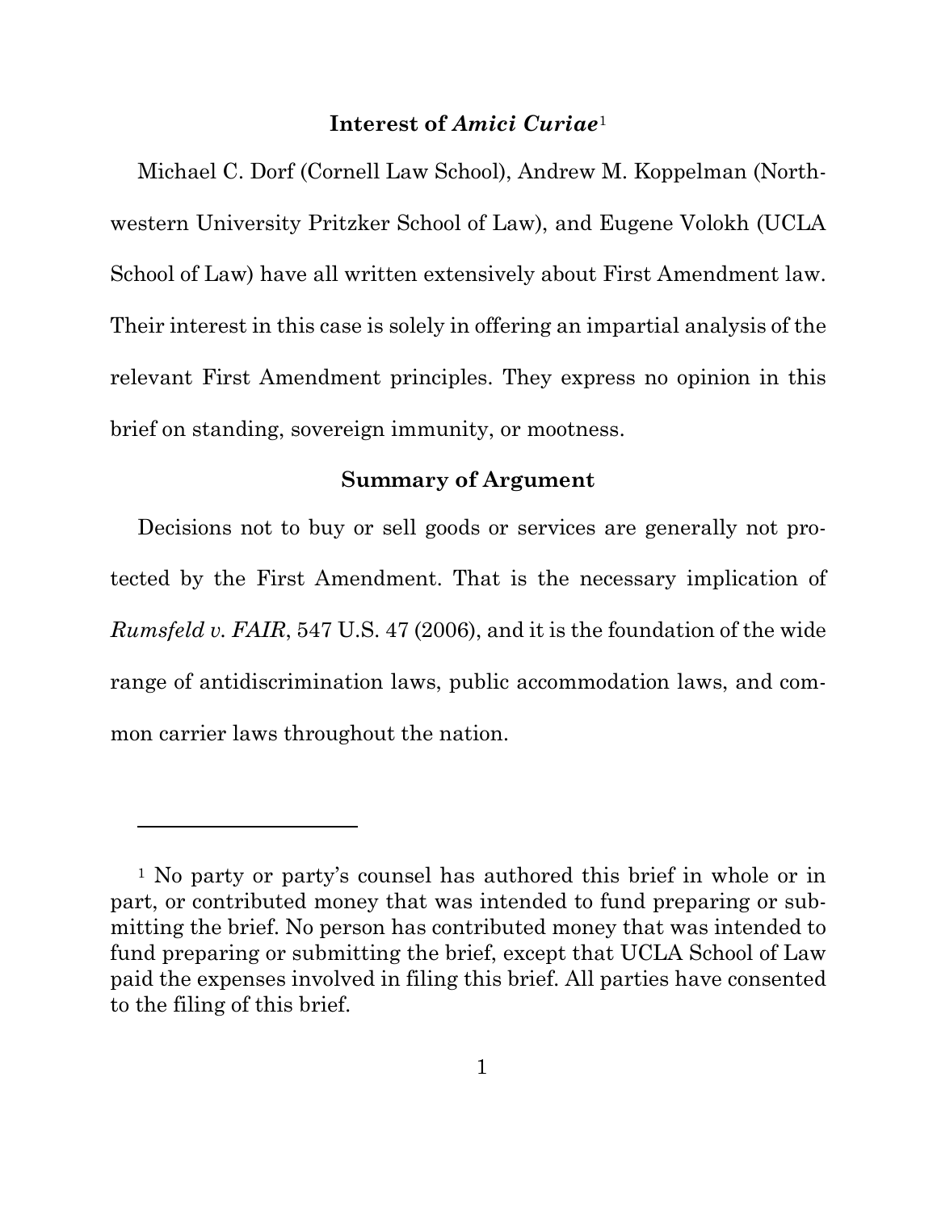## Interest of *Amici Curiae*[1]

Michael C. Dorf (Cornell Law School), Andrew M. Koppelman (Northwestern University Pritzker School of Law), and Eugene Volokh (UCLA School of Law) have all written extensively about First Amendment law. Their interest in this case is solely in offering an impartial analysis of the relevant First Amendment principles. They express no opinion in this brief on standing, sovereign immunity, or mootness.

## Summary of Argument

Decisions not to buy or sell goods or services are generally not protected by the First Amendment. That is the necessary implication of *Rumsfeld v. FAIR*, 547 U.S. 47 (2006), and it is the foundation of the wide range of antidiscrimination laws, public accommodation laws, and common carrier laws throughout the nation.

---

[1] No party or party's counsel has authored this brief in whole or in part, or contributed money that was intended to fund preparing or submitting the brief. No person has contributed money that was intended to fund preparing or submitting the brief, except that UCLA School of Law paid the expenses involved in filing this brief. All parties have consented to the filing of this brief.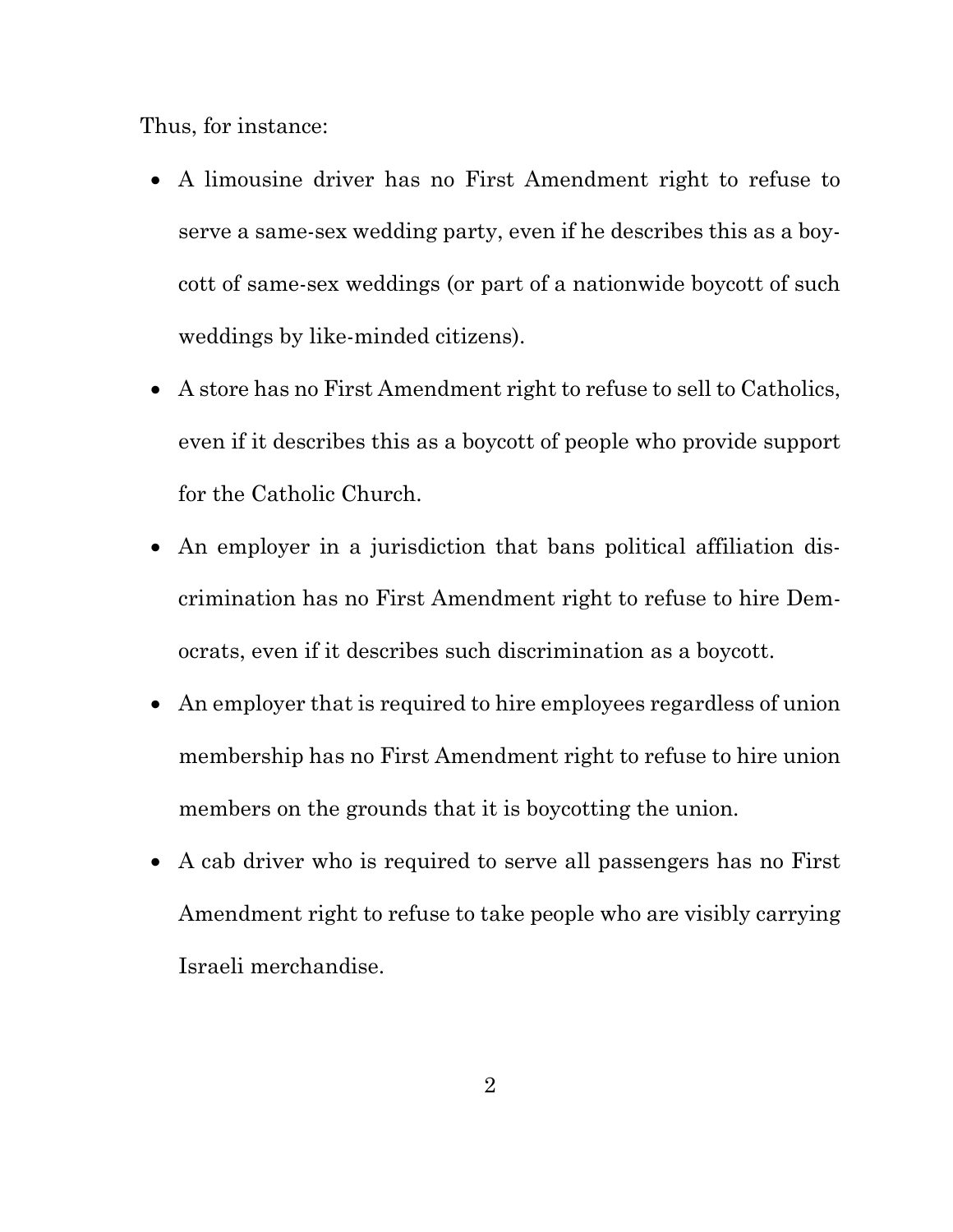Thus, for instance:

- A limousine driver has no First Amendment right to refuse to serve a same-sex wedding party, even if he describes this as a boycott of same-sex weddings (or part of a nationwide boycott of such weddings by like-minded citizens).
- A store has no First Amendment right to refuse to sell to Catholics, even if it describes this as a boycott of people who provide support for the Catholic Church.
- An employer in a jurisdiction that bans political affiliation discrimination has no First Amendment right to refuse to hire Democrats, even if it describes such discrimination as a boycott.
- An employer that is required to hire employees regardless of union membership has no First Amendment right to refuse to hire union members on the grounds that it is boycotting the union.
- A cab driver who is required to serve all passengers has no First Amendment right to refuse to take people who are visibly carrying Israeli merchandise.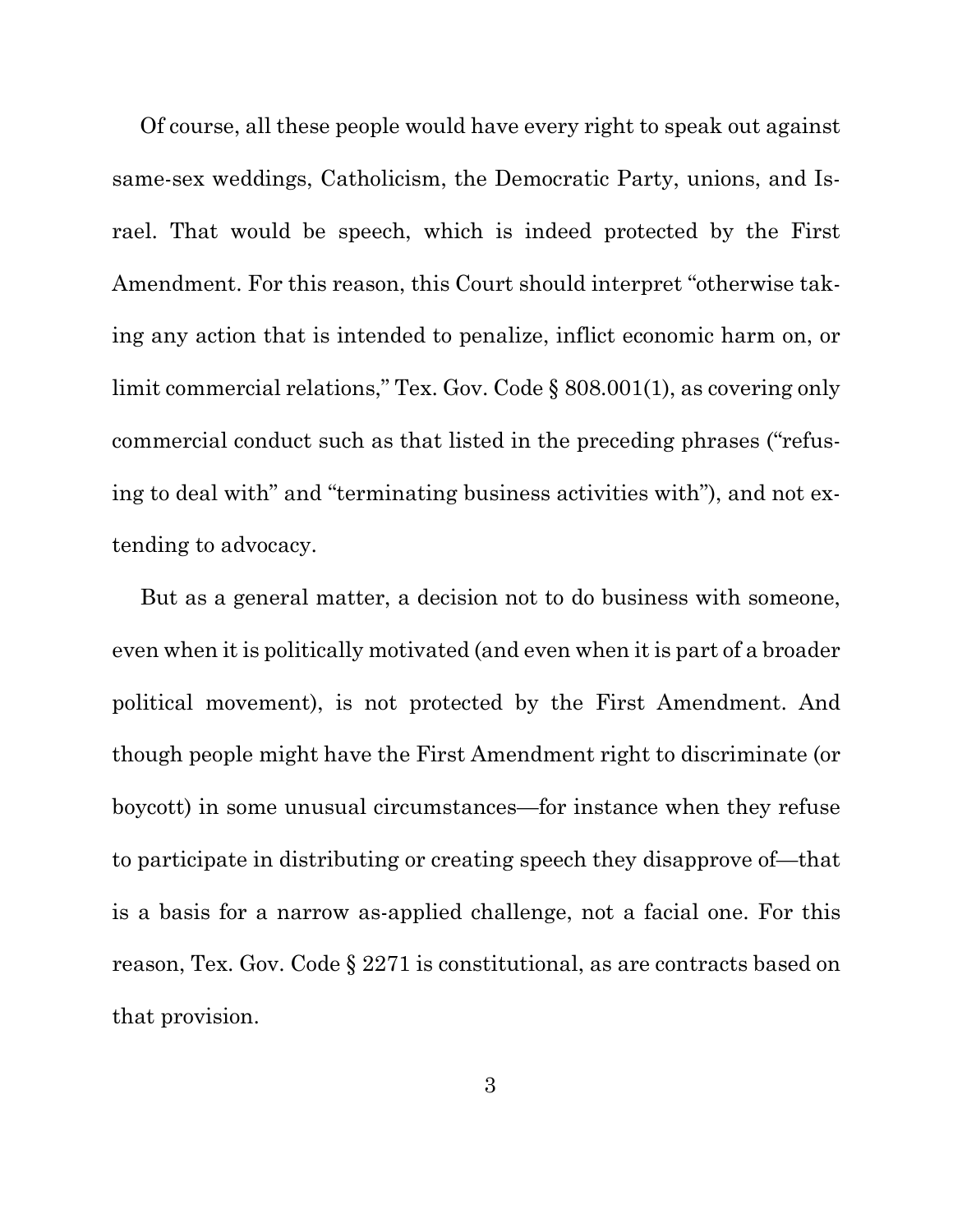Of course, all these people would have every right to speak out against same-sex weddings, Catholicism, the Democratic Party, unions, and Israel. That would be speech, which is indeed protected by the First Amendment. For this reason, this Court should interpret "otherwise taking any action that is intended to penalize, inflict economic harm on, or limit commercial relations," Tex. Gov. Code § 808.001(1), as covering only commercial conduct such as that listed in the preceding phrases ("refusing to deal with" and "terminating business activities with"), and not extending to advocacy.

But as a general matter, a decision not to do business with someone, even when it is politically motivated (and even when it is part of a broader political movement), is not protected by the First Amendment. And though people might have the First Amendment right to discriminate (or boycott) in some unusual circumstances—for instance when they refuse to participate in distributing or creating speech they disapprove of—that is a basis for a narrow as-applied challenge, not a facial one. For this reason, Tex. Gov. Code § 2271 is constitutional, as are contracts based on that provision.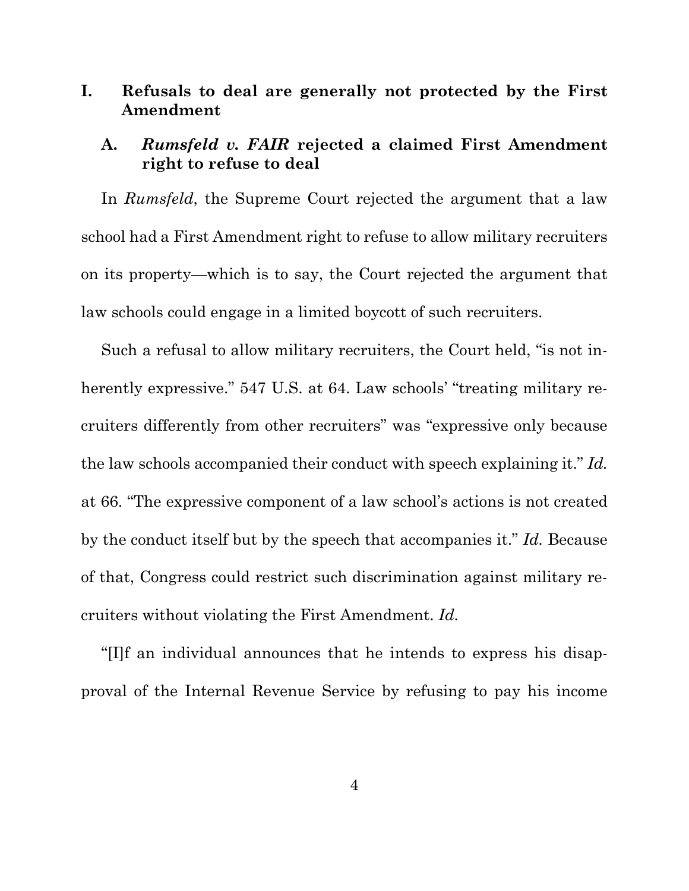## I. Refusals to deal are generally not protected by the First Amendment

### A. *Rumsfeld v. FAIR* rejected a claimed First Amendment right to refuse to deal

In *Rumsfeld*, the Supreme Court rejected the argument that a law school had a First Amendment right to refuse to allow military recruiters on its property—which is to say, the Court rejected the argument that law schools could engage in a limited boycott of such recruiters.

Such a refusal to allow military recruiters, the Court held, "is not inherently expressive." 547 U.S. at 64. Law schools' "treating military recruiters differently from other recruiters" was "expressive only because the law schools accompanied their conduct with speech explaining it." *Id.* at 66. "The expressive component of a law school's actions is not created by the conduct itself but by the speech that accompanies it." *Id.* Because of that, Congress could restrict such discrimination against military recruiters without violating the First Amendment. *Id.*

"[I]f an individual announces that he intends to express his disapproval of the Internal Revenue Service by refusing to pay his income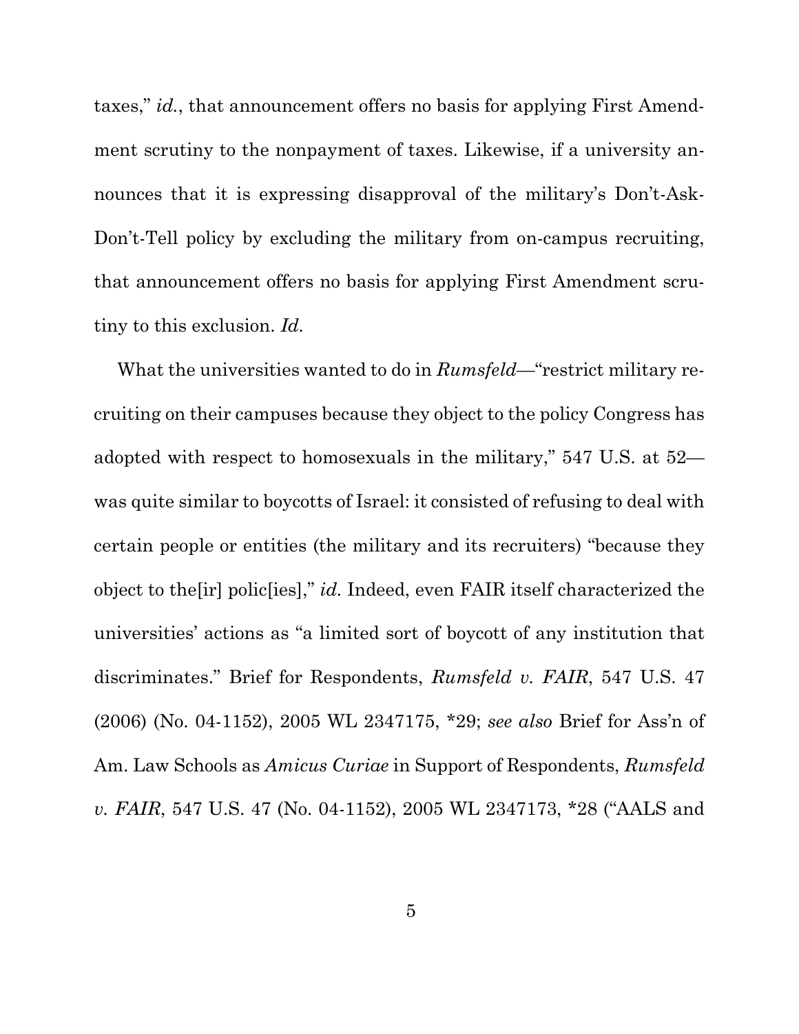taxes," *id.*, that announcement offers no basis for applying First Amendment scrutiny to the nonpayment of taxes. Likewise, if a university announces that it is expressing disapproval of the military's Don't-Ask-Don't-Tell policy by excluding the military from on-campus recruiting, that announcement offers no basis for applying First Amendment scrutiny to this exclusion. *Id.*

What the universities wanted to do in *Rumsfeld*—"restrict military recruiting on their campuses because they object to the policy Congress has adopted with respect to homosexuals in the military," 547 U.S. at 52—was quite similar to boycotts of Israel: it consisted of refusing to deal with certain people or entities (the military and its recruiters) "because they object to the[ir] polic[ies]," *id.* Indeed, even FAIR itself characterized the universities' actions as "a limited sort of boycott of any institution that discriminates." Brief for Respondents, *Rumsfeld v. FAIR*, 547 U.S. 47 (2006) (No. 04-1152), 2005 WL 2347175, *29; *see also* Brief for Ass'n of Am. Law Schools as *Amicus Curiae* in Support of Respondents, *Rumsfeld v. FAIR*, 547 U.S. 47 (No. 04-1152), 2005 WL 2347173, *28 ("AALS and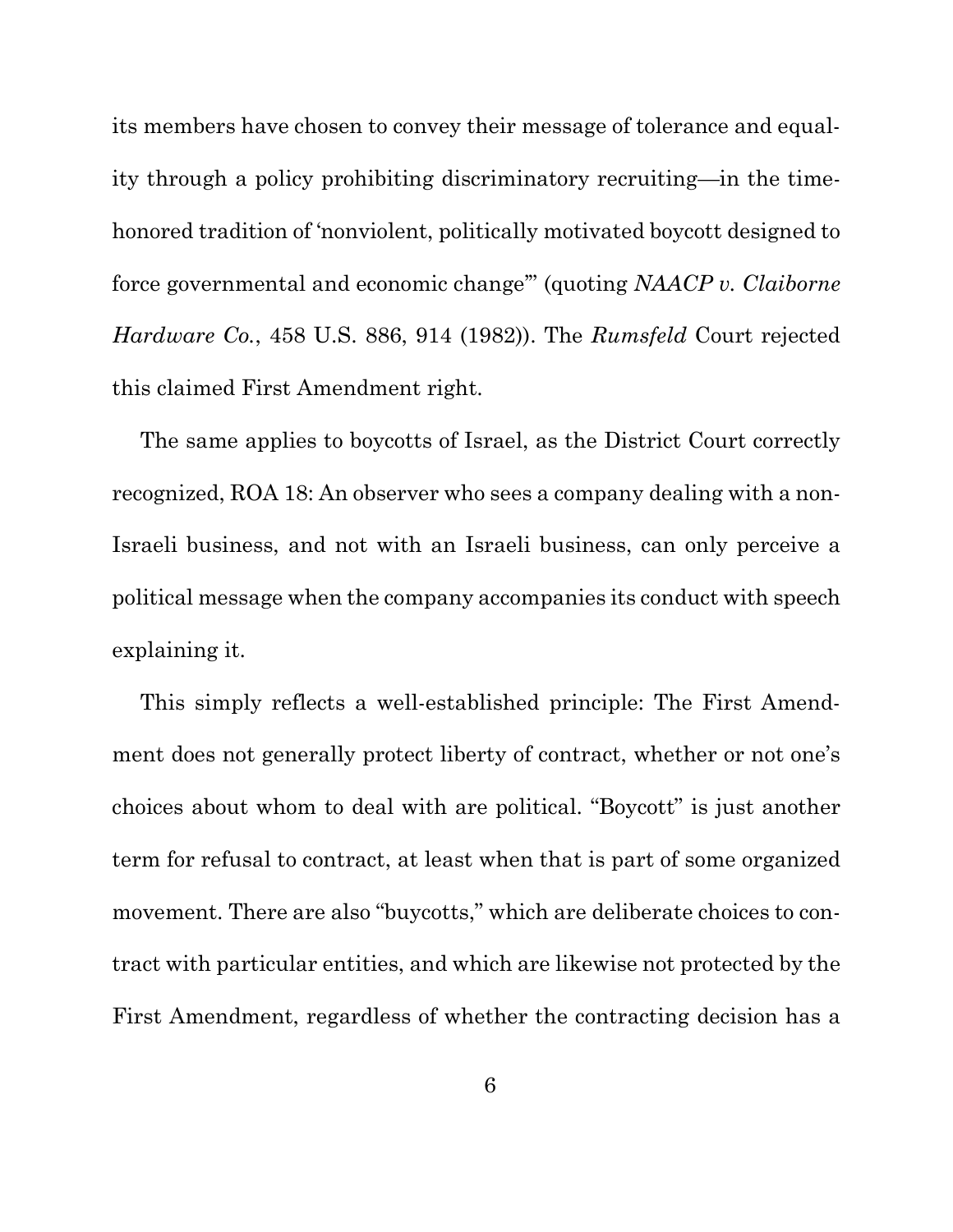its members have chosen to convey their message of tolerance and equality through a policy prohibiting discriminatory recruiting—in the time-honored tradition of 'nonviolent, politically motivated boycott designed to force governmental and economic change'" (quoting *NAACP v. Claiborne Hardware Co.*, 458 U.S. 886, 914 (1982)). The *Rumsfeld* Court rejected this claimed First Amendment right.

The same applies to boycotts of Israel, as the District Court correctly recognized, ROA 18: An observer who sees a company dealing with a non-Israeli business, and not with an Israeli business, can only perceive a political message when the company accompanies its conduct with speech explaining it.

This simply reflects a well-established principle: The First Amendment does not generally protect liberty of contract, whether or not one's choices about whom to deal with are political. "Boycott" is just another term for refusal to contract, at least when that is part of some organized movement. There are also "buycotts," which are deliberate choices to contract with particular entities, and which are likewise not protected by the First Amendment, regardless of whether the contracting decision has a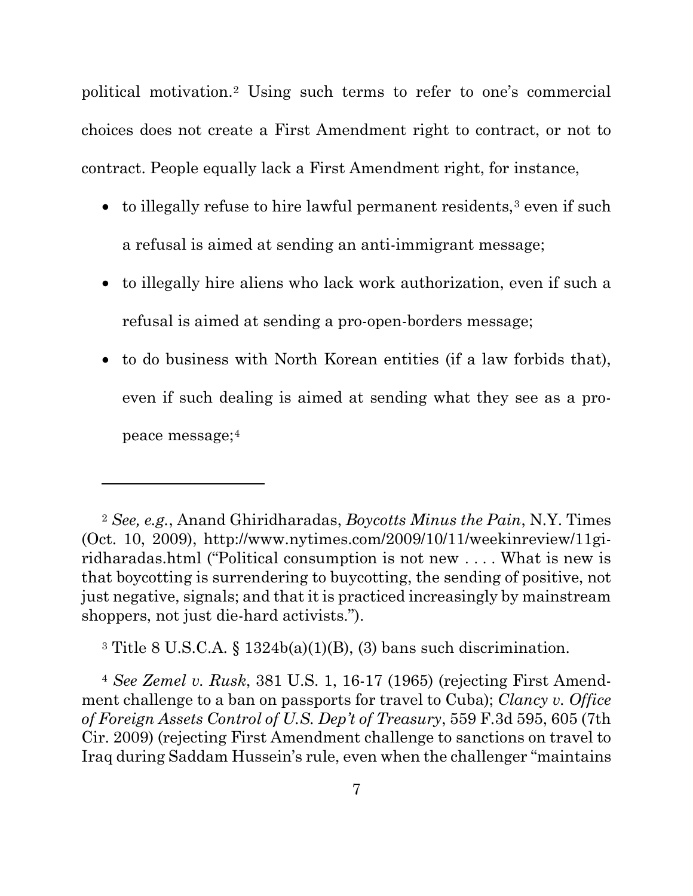political motivation.[2] Using such terms to refer to one's commercial choices does not create a First Amendment right to contract, or not to contract. People equally lack a First Amendment right, for instance,

- to illegally refuse to hire lawful permanent residents,[3] even if such a refusal is aimed at sending an anti-immigrant message;
- to illegally hire aliens who lack work authorization, even if such a refusal is aimed at sending a pro-open-borders message;
- to do business with North Korean entities (if a law forbids that), even if such dealing is aimed at sending what they see as a pro-peace message;[4]

---

[2] *See, e.g.*, Anand Ghiridharadas, *Boycotts Minus the Pain*, N.Y. Times (Oct. 10, 2009), http://www.nytimes.com/2009/10/11/weekinreview/11giridharadas.html ("Political consumption is not new . . . . What is new is that boycotting is surrendering to buycotting, the sending of positive, not just negative, signals; and that it is practiced increasingly by mainstream shoppers, not just die-hard activists.").

[3] Title 8 U.S.C.A. § 1324b(a)(1)(B), (3) bans such discrimination.

[4] *See Zemel v. Rusk*, 381 U.S. 1, 16-17 (1965) (rejecting First Amendment challenge to a ban on passports for travel to Cuba); *Clancy v. Office of Foreign Assets Control of U.S. Dep't of Treasury*, 559 F.3d 595, 605 (7th Cir. 2009) (rejecting First Amendment challenge to sanctions on travel to Iraq during Saddam Hussein's rule, even when the challenger "maintains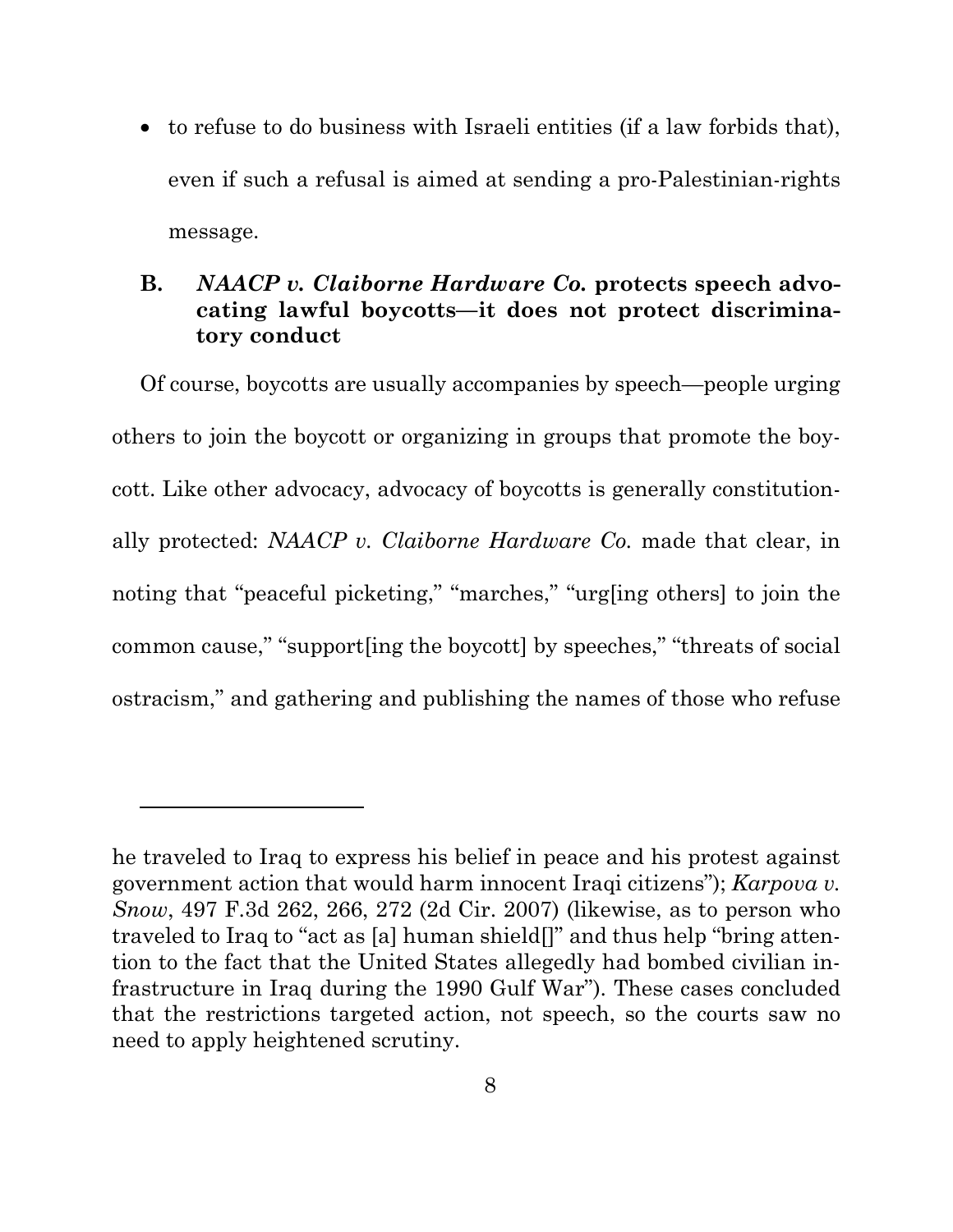- to refuse to do business with Israeli entities (if a law forbids that), even if such a refusal is aimed at sending a pro-Palestinian-rights message.

### B. *NAACP v. Claiborne Hardware Co.* protects speech advocating lawful boycotts—it does not protect discriminatory conduct

Of course, boycotts are usually accompanies by speech—people urging others to join the boycott or organizing in groups that promote the boycott. Like other advocacy, advocacy of boycotts is generally constitutionally protected: *NAACP v. Claiborne Hardware Co.* made that clear, in noting that "peaceful picketing," "marches," "urg[ing others] to join the common cause," "support[ing the boycott] by speeches," "threats of social ostracism," and gathering and publishing the names of those who refuse

---

he traveled to Iraq to express his belief in peace and his protest against government action that would harm innocent Iraqi citizens"); *Karpova v. Snow*, 497 F.3d 262, 266, 272 (2d Cir. 2007) (likewise, as to person who traveled to Iraq to "act as [a] human shield[]" and thus help "bring attention to the fact that the United States allegedly had bombed civilian infrastructure in Iraq during the 1990 Gulf War"). These cases concluded that the restrictions targeted action, not speech, so the courts saw no need to apply heightened scrutiny.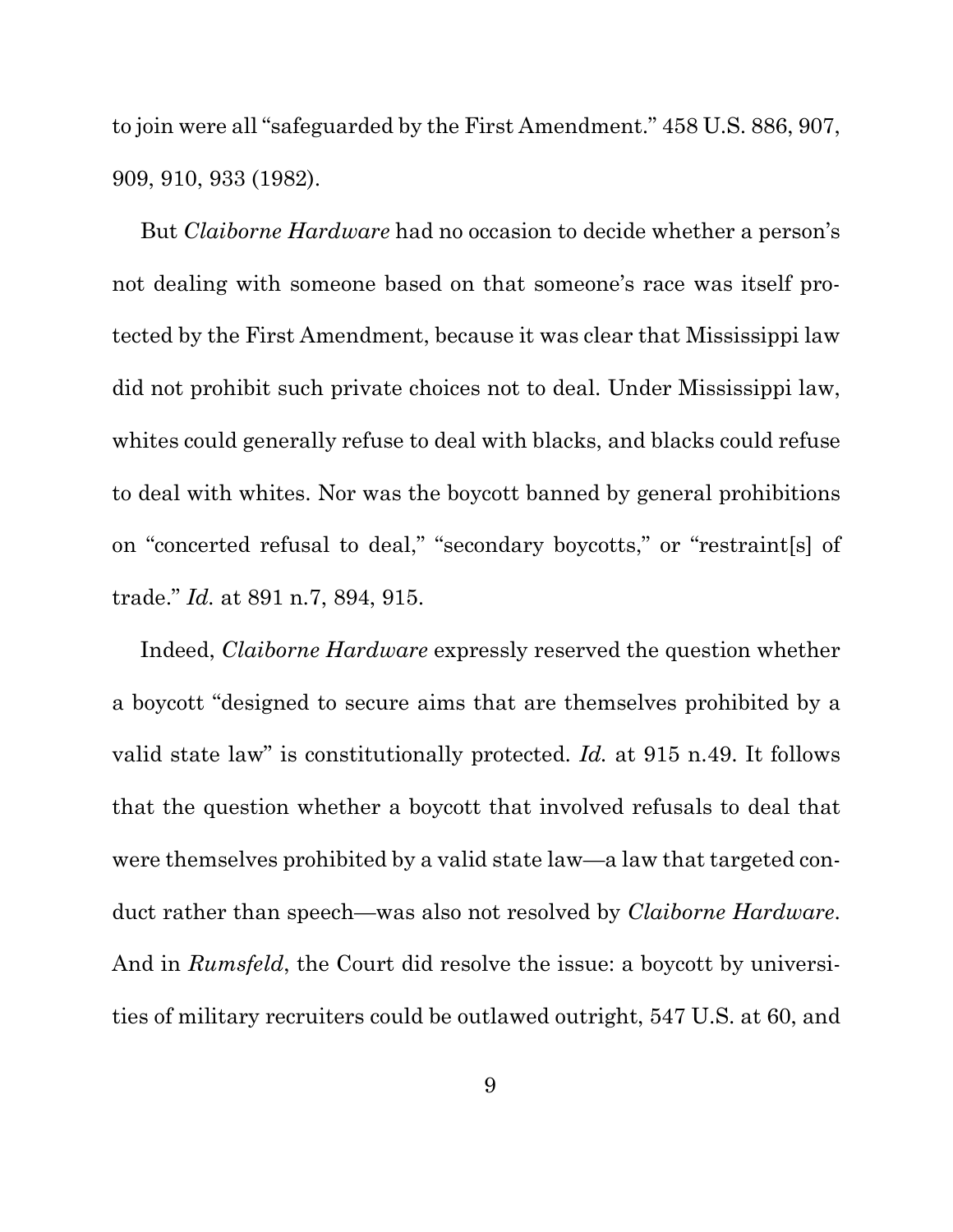to join were all "safeguarded by the First Amendment." 458 U.S. 886, 907, 909, 910, 933 (1982).

But *Claiborne Hardware* had no occasion to decide whether a person's not dealing with someone based on that someone's race was itself protected by the First Amendment, because it was clear that Mississippi law did not prohibit such private choices not to deal. Under Mississippi law, whites could generally refuse to deal with blacks, and blacks could refuse to deal with whites. Nor was the boycott banned by general prohibitions on "concerted refusal to deal," "secondary boycotts," or "restraint[s] of trade." *Id.* at 891 n.7, 894, 915.

Indeed, *Claiborne Hardware* expressly reserved the question whether a boycott "designed to secure aims that are themselves prohibited by a valid state law" is constitutionally protected. *Id.* at 915 n.49. It follows that the question whether a boycott that involved refusals to deal that were themselves prohibited by a valid state law—a law that targeted conduct rather than speech—was also not resolved by *Claiborne Hardware*. And in *Rumsfeld*, the Court did resolve the issue: a boycott by universities of military recruiters could be outlawed outright, 547 U.S. at 60, and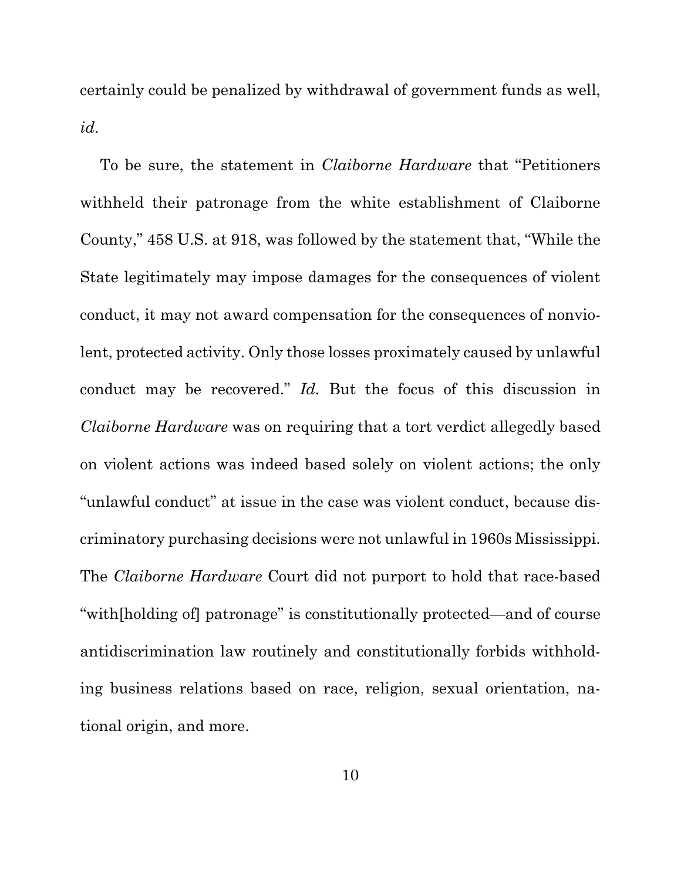certainly could be penalized by withdrawal of government funds as well, *id.*

To be sure, the statement in *Claiborne Hardware* that "Petitioners withheld their patronage from the white establishment of Claiborne County," 458 U.S. at 918, was followed by the statement that, "While the State legitimately may impose damages for the consequences of violent conduct, it may not award compensation for the consequences of nonviolent, protected activity. Only those losses proximately caused by unlawful conduct may be recovered." *Id.* But the focus of this discussion in *Claiborne Hardware* was on requiring that a tort verdict allegedly based on violent actions was indeed based solely on violent actions; the only "unlawful conduct" at issue in the case was violent conduct, because discriminatory purchasing decisions were not unlawful in 1960s Mississippi. The *Claiborne Hardware* Court did not purport to hold that race-based "with[holding of] patronage" is constitutionally protected—and of course antidiscrimination law routinely and constitutionally forbids withholding business relations based on race, religion, sexual orientation, national origin, and more.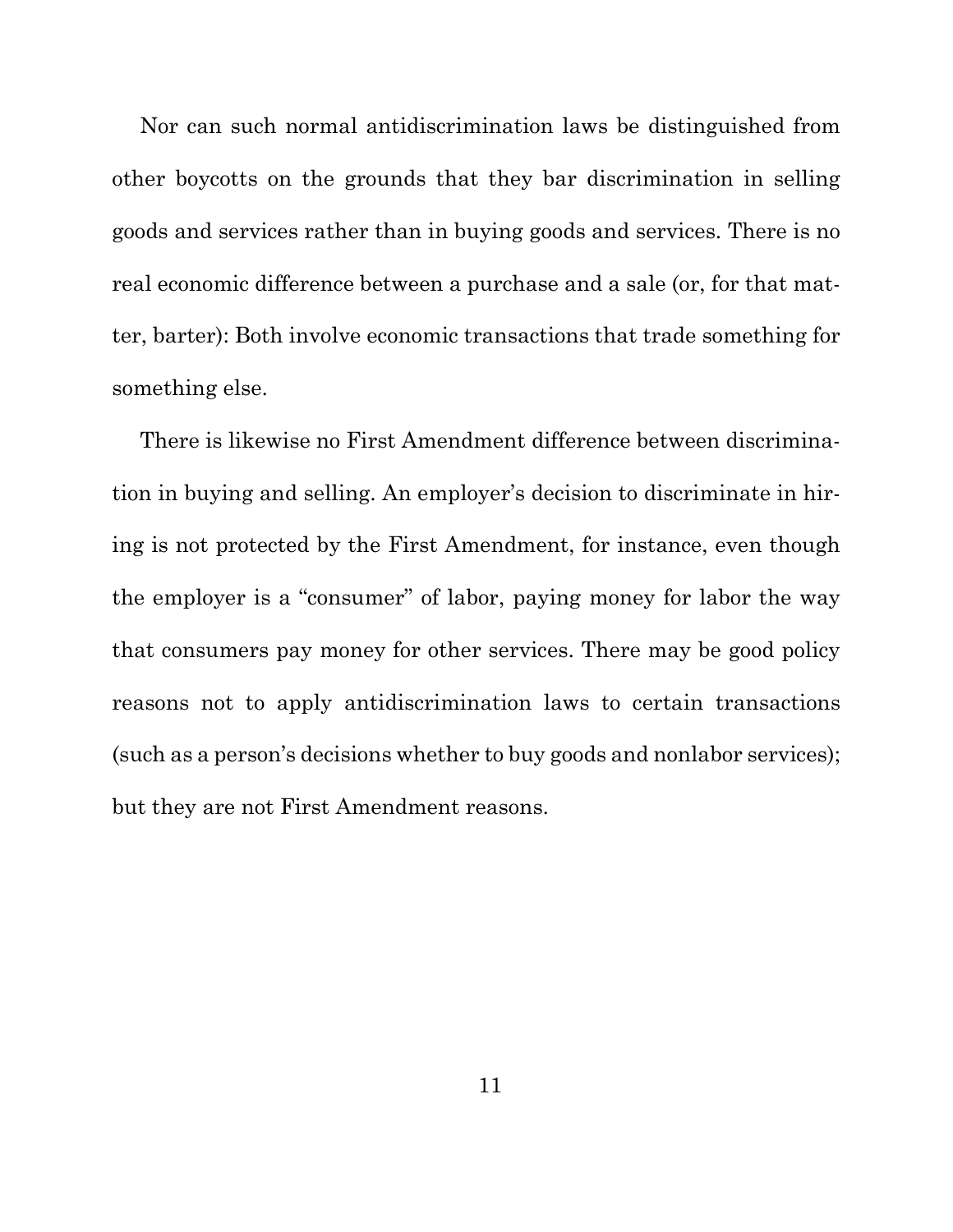Nor can such normal antidiscrimination laws be distinguished from other boycotts on the grounds that they bar discrimination in selling goods and services rather than in buying goods and services. There is no real economic difference between a purchase and a sale (or, for that matter, barter): Both involve economic transactions that trade something for something else.

There is likewise no First Amendment difference between discrimination in buying and selling. An employer's decision to discriminate in hiring is not protected by the First Amendment, for instance, even though the employer is a "consumer" of labor, paying money for labor the way that consumers pay money for other services. There may be good policy reasons not to apply antidiscrimination laws to certain transactions (such as a person's decisions whether to buy goods and nonlabor services); but they are not First Amendment reasons.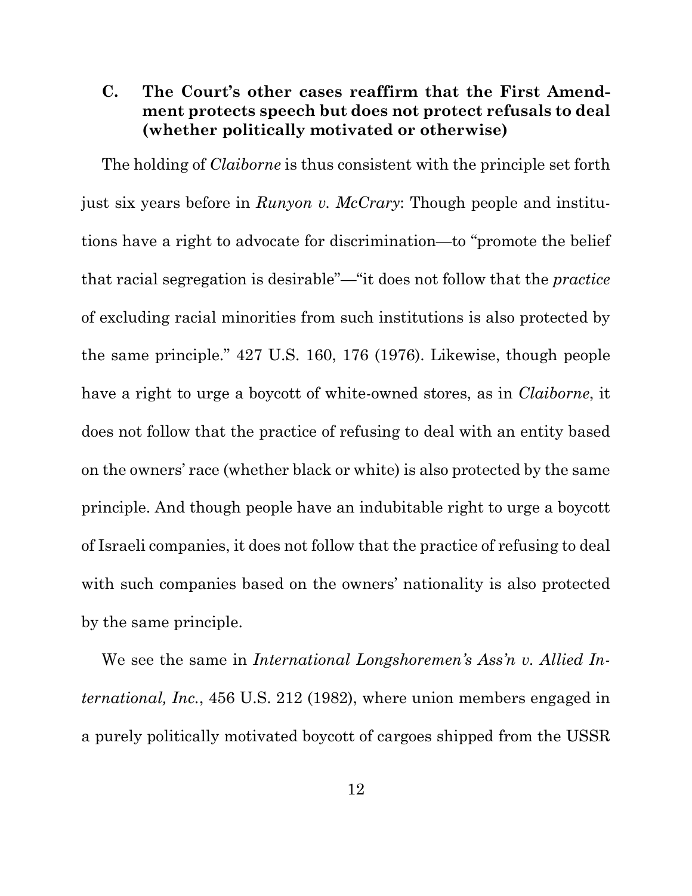### C. The Court's other cases reaffirm that the First Amendment protects speech but does not protect refusals to deal (whether politically motivated or otherwise)

The holding of *Claiborne* is thus consistent with the principle set forth just six years before in *Runyon v. McCrary*: Though people and institutions have a right to advocate for discrimination—to "promote the belief that racial segregation is desirable"—"it does not follow that the *practice* of excluding racial minorities from such institutions is also protected by the same principle." 427 U.S. 160, 176 (1976). Likewise, though people have a right to urge a boycott of white-owned stores, as in *Claiborne*, it does not follow that the practice of refusing to deal with an entity based on the owners' race (whether black or white) is also protected by the same principle. And though people have an indubitable right to urge a boycott of Israeli companies, it does not follow that the practice of refusing to deal with such companies based on the owners' nationality is also protected by the same principle.

We see the same in *International Longshoremen's Ass'n v. Allied International, Inc.*, 456 U.S. 212 (1982), where union members engaged in a purely politically motivated boycott of cargoes shipped from the USSR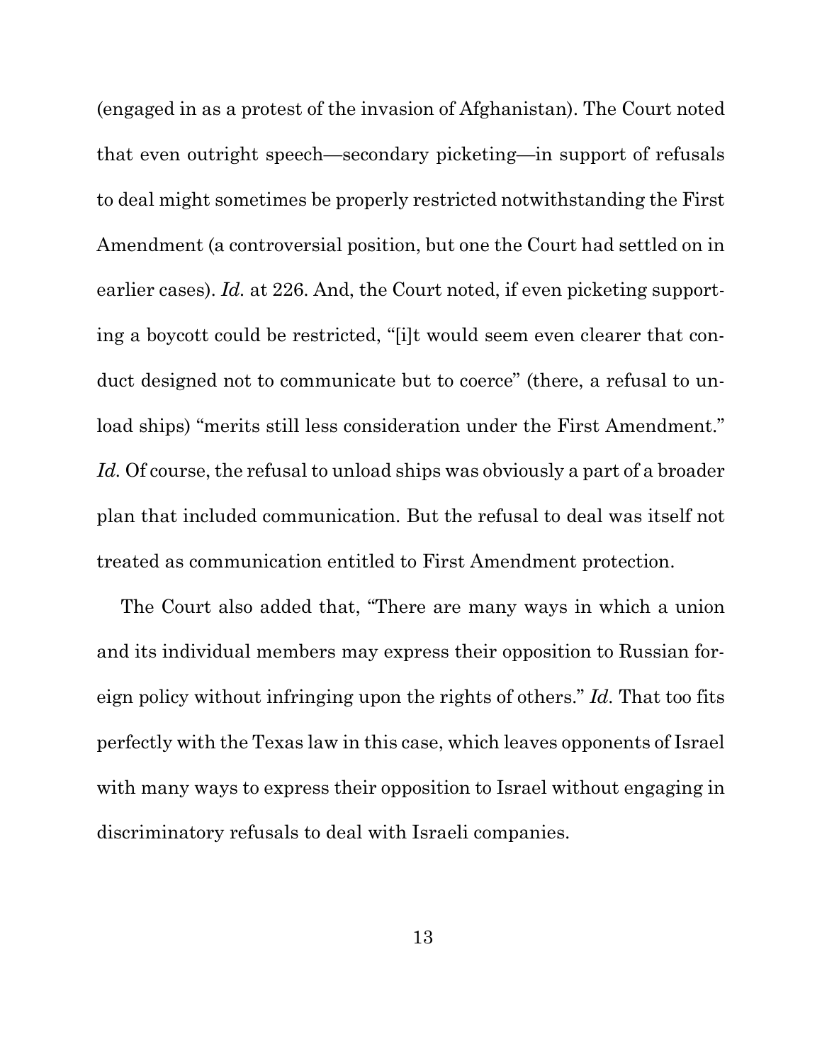(engaged in as a protest of the invasion of Afghanistan). The Court noted that even outright speech—secondary picketing—in support of refusals to deal might sometimes be properly restricted notwithstanding the First Amendment (a controversial position, but one the Court had settled on in earlier cases). *Id.* at 226. And, the Court noted, if even picketing supporting a boycott could be restricted, "[i]t would seem even clearer that conduct designed not to communicate but to coerce" (there, a refusal to unload ships) "merits still less consideration under the First Amendment." *Id.* Of course, the refusal to unload ships was obviously a part of a broader plan that included communication. But the refusal to deal was itself not treated as communication entitled to First Amendment protection.

The Court also added that, "There are many ways in which a union and its individual members may express their opposition to Russian foreign policy without infringing upon the rights of others." *Id.* That too fits perfectly with the Texas law in this case, which leaves opponents of Israel with many ways to express their opposition to Israel without engaging in discriminatory refusals to deal with Israeli companies.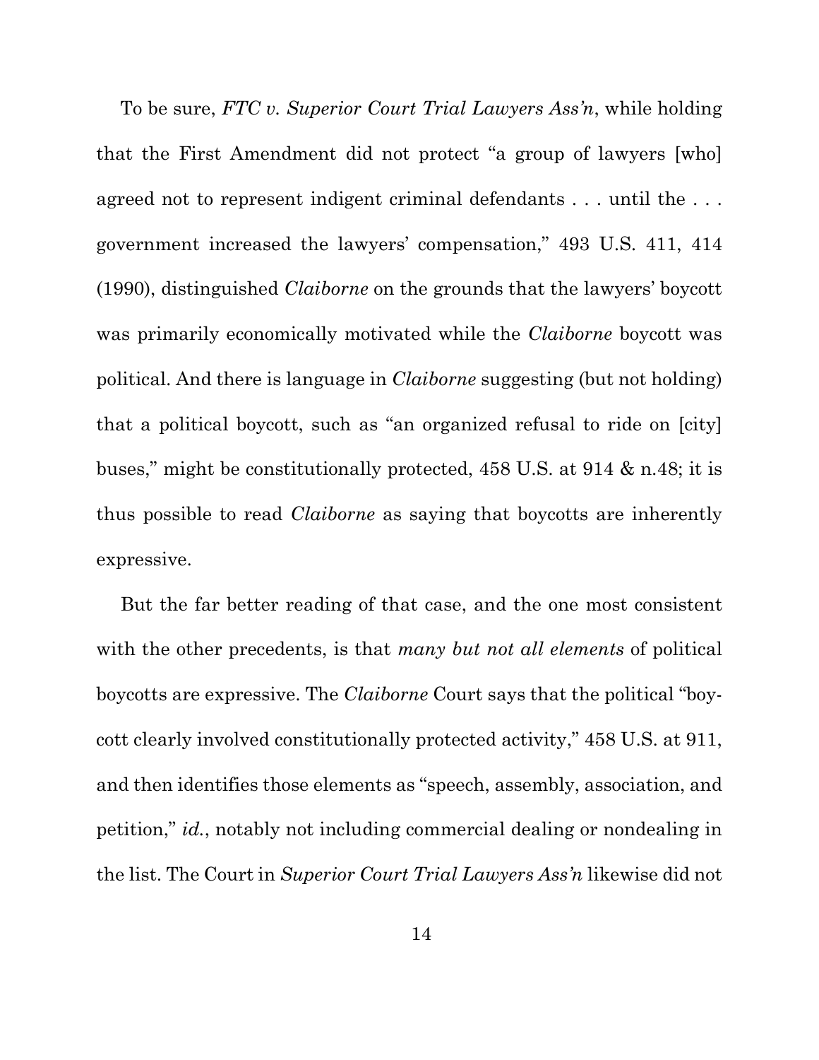To be sure, *FTC v. Superior Court Trial Lawyers Ass'n*, while holding that the First Amendment did not protect "a group of lawyers [who] agreed not to represent indigent criminal defendants . . . until the . . . government increased the lawyers' compensation," 493 U.S. 411, 414 (1990), distinguished *Claiborne* on the grounds that the lawyers' boycott was primarily economically motivated while the *Claiborne* boycott was political. And there is language in *Claiborne* suggesting (but not holding) that a political boycott, such as "an organized refusal to ride on [city] buses," might be constitutionally protected, 458 U.S. at 914 & n.48; it is thus possible to read *Claiborne* as saying that boycotts are inherently expressive.

But the far better reading of that case, and the one most consistent with the other precedents, is that *many but not all elements* of political boycotts are expressive. The *Claiborne* Court says that the political "boycott clearly involved constitutionally protected activity," 458 U.S. at 911, and then identifies those elements as "speech, assembly, association, and petition," *id.*, notably not including commercial dealing or nondealing in the list. The Court in *Superior Court Trial Lawyers Ass'n* likewise did not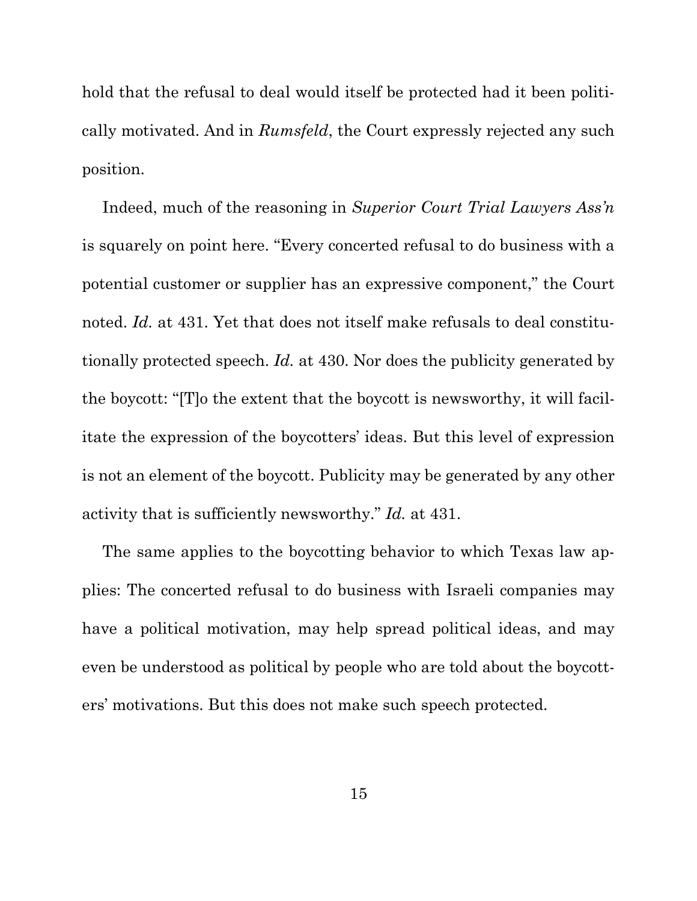hold that the refusal to deal would itself be protected had it been politically motivated. And in *Rumsfeld*, the Court expressly rejected any such position.

Indeed, much of the reasoning in *Superior Court Trial Lawyers Ass'n* is squarely on point here. "Every concerted refusal to do business with a potential customer or supplier has an expressive component," the Court noted. *Id.* at 431. Yet that does not itself make refusals to deal constitutionally protected speech. *Id.* at 430. Nor does the publicity generated by the boycott: "[T]o the extent that the boycott is newsworthy, it will facilitate the expression of the boycotters' ideas. But this level of expression is not an element of the boycott. Publicity may be generated by any other activity that is sufficiently newsworthy." *Id.* at 431.

The same applies to the boycotting behavior to which Texas law applies: The concerted refusal to do business with Israeli companies may have a political motivation, may help spread political ideas, and may even be understood as political by people who are told about the boycotters' motivations. But this does not make such speech protected.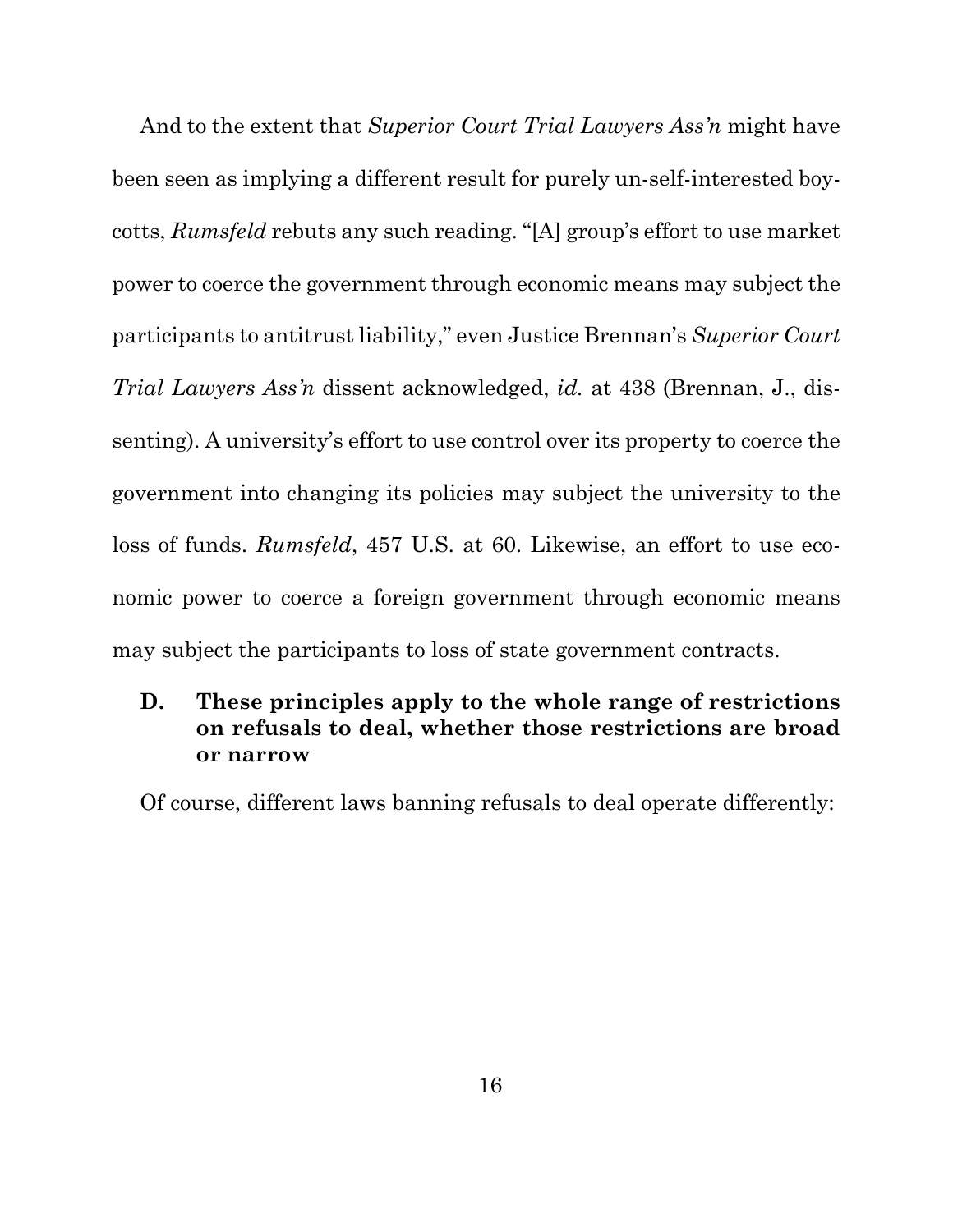And to the extent that *Superior Court Trial Lawyers Ass'n* might have been seen as implying a different result for purely un-self-interested boycotts, *Rumsfeld* rebuts any such reading. "[A] group's effort to use market power to coerce the government through economic means may subject the participants to antitrust liability," even Justice Brennan's *Superior Court Trial Lawyers Ass'n* dissent acknowledged, *id.* at 438 (Brennan, J., dissenting). A university's effort to use control over its property to coerce the government into changing its policies may subject the university to the loss of funds. *Rumsfeld*, 457 U.S. at 60. Likewise, an effort to use economic power to coerce a foreign government through economic means may subject the participants to loss of state government contracts.

### D. These principles apply to the whole range of restrictions on refusals to deal, whether those restrictions are broad or narrow

Of course, different laws banning refusals to deal operate differently: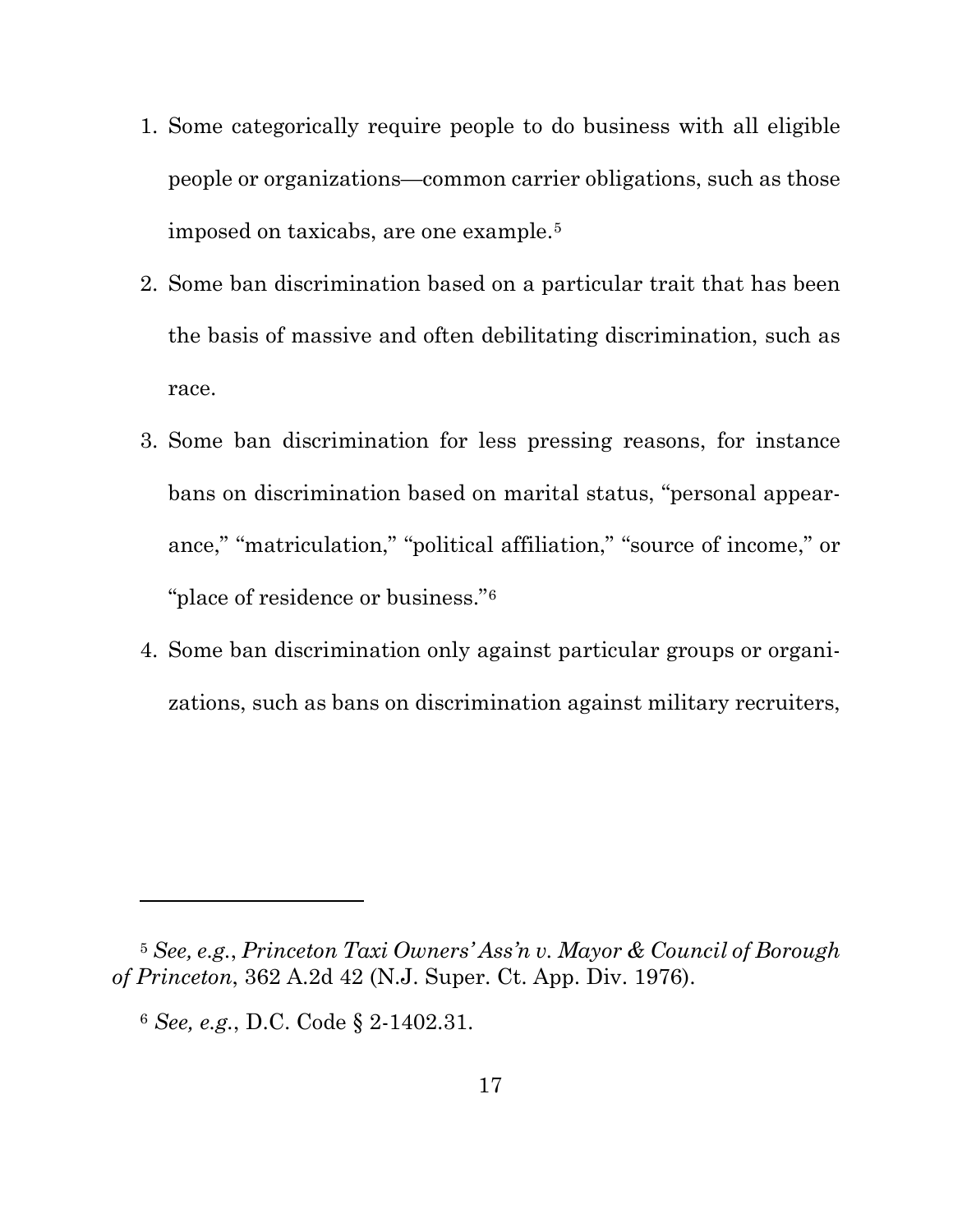1. Some categorically require people to do business with all eligible people or organizations—common carrier obligations, such as those imposed on taxicabs, are one example.[5]
2. Some ban discrimination based on a particular trait that has been the basis of massive and often debilitating discrimination, such as race.
3. Some ban discrimination for less pressing reasons, for instance bans on discrimination based on marital status, "personal appearance," "matriculation," "political affiliation," "source of income," or "place of residence or business."[6]
4. Some ban discrimination only against particular groups or organizations, such as bans on discrimination against military recruiters,

---

[5] *See, e.g.*, *Princeton Taxi Owners' Ass'n v. Mayor & Council of Borough of Princeton*, 362 A.2d 42 (N.J. Super. Ct. App. Div. 1976).

[6] *See, e.g.*, D.C. Code § 2-1402.31.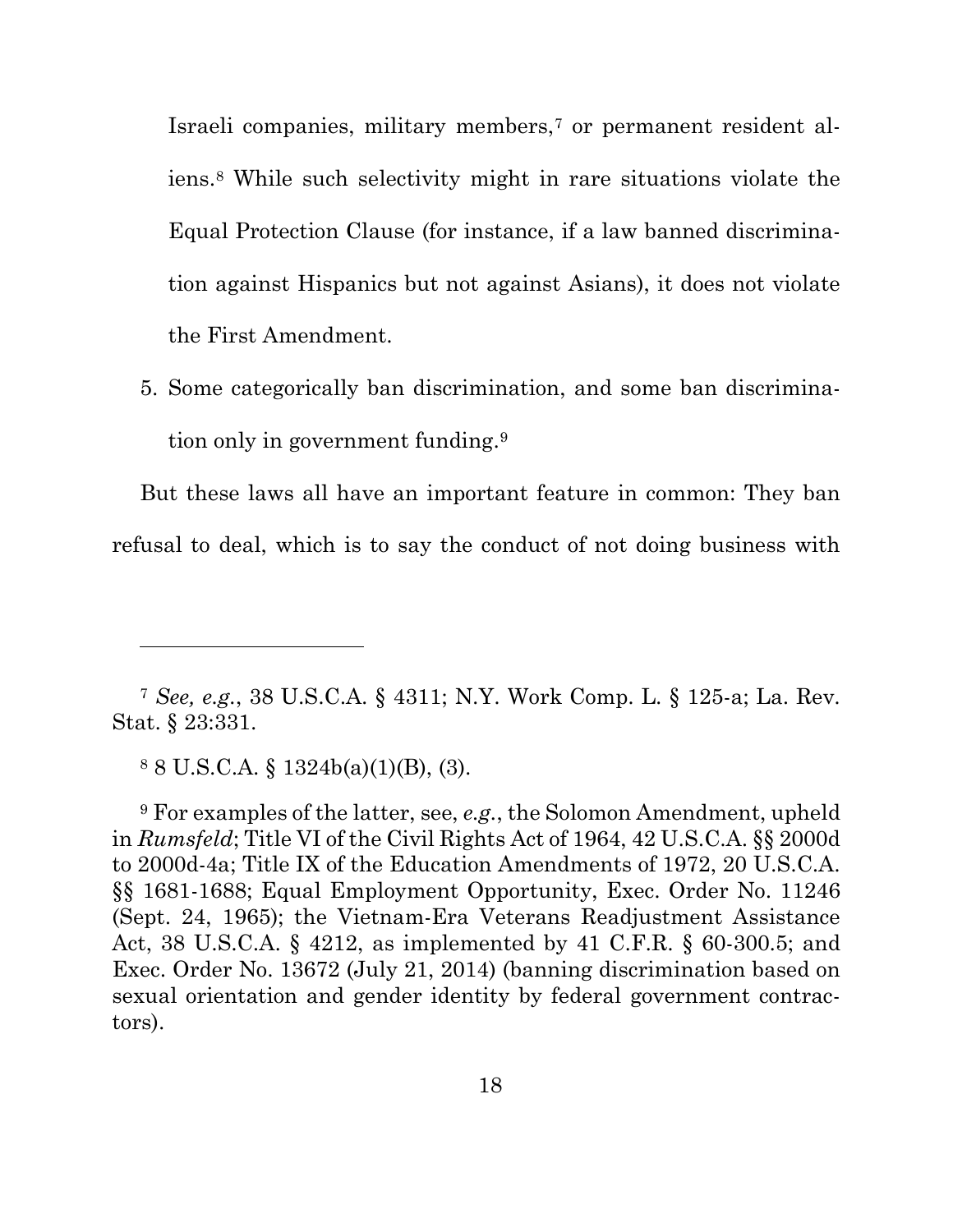Israeli companies, military members,[7] or permanent resident aliens.[8] While such selectivity might in rare situations violate the Equal Protection Clause (for instance, if a law banned discrimination against Hispanics but not against Asians), it does not violate the First Amendment.

5. Some categorically ban discrimination, and some ban discrimination only in government funding.[9]

But these laws all have an important feature in common: They ban refusal to deal, which is to say the conduct of not doing business with

---

[7] *See, e.g.*, 38 U.S.C.A. § 4311; N.Y. Work Comp. L. § 125-a; La. Rev. Stat. § 23:331.

[8] 8 U.S.C.A. § 1324b(a)(1)(B), (3).

[9] For examples of the latter, see, *e.g.*, the Solomon Amendment, upheld in *Rumsfeld*; Title VI of the Civil Rights Act of 1964, 42 U.S.C.A. §§ 2000d to 2000d-4a; Title IX of the Education Amendments of 1972, 20 U.S.C.A. §§ 1681-1688; Equal Employment Opportunity, Exec. Order No. 11246 (Sept. 24, 1965); the Vietnam-Era Veterans Readjustment Assistance Act, 38 U.S.C.A. § 4212, as implemented by 41 C.F.R. § 60-300.5; and Exec. Order No. 13672 (July 21, 2014) (banning discrimination based on sexual orientation and gender identity by federal government contractors).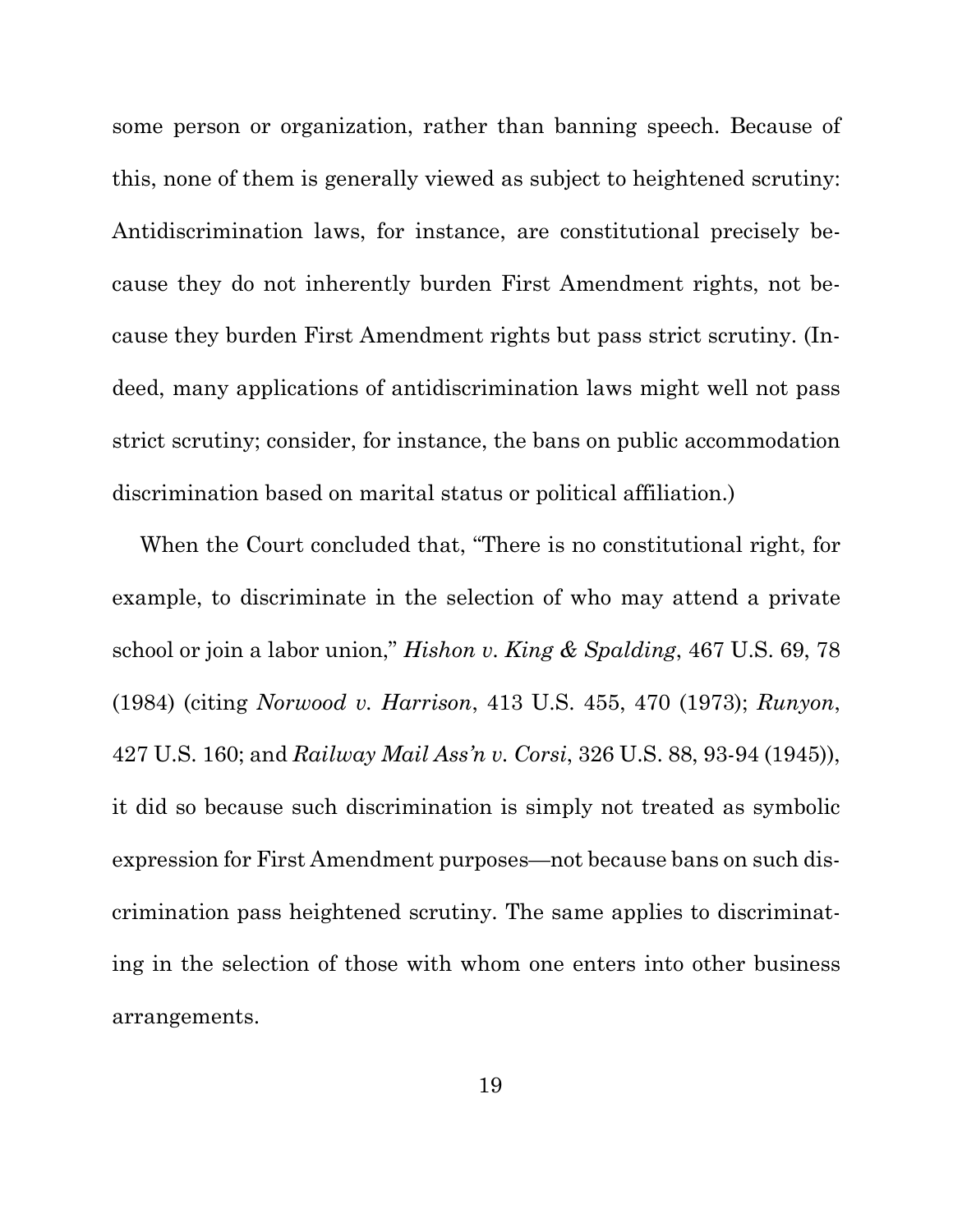some person or organization, rather than banning speech. Because of this, none of them is generally viewed as subject to heightened scrutiny: Antidiscrimination laws, for instance, are constitutional precisely because they do not inherently burden First Amendment rights, not because they burden First Amendment rights but pass strict scrutiny. (Indeed, many applications of antidiscrimination laws might well not pass strict scrutiny; consider, for instance, the bans on public accommodation discrimination based on marital status or political affiliation.)

When the Court concluded that, "There is no constitutional right, for example, to discriminate in the selection of who may attend a private school or join a labor union," *Hishon v. King & Spalding*, 467 U.S. 69, 78 (1984) (citing *Norwood v. Harrison*, 413 U.S. 455, 470 (1973); *Runyon*, 427 U.S. 160; and *Railway Mail Ass'n v. Corsi*, 326 U.S. 88, 93-94 (1945)), it did so because such discrimination is simply not treated as symbolic expression for First Amendment purposes—not because bans on such discrimination pass heightened scrutiny. The same applies to discriminating in the selection of those with whom one enters into other business arrangements.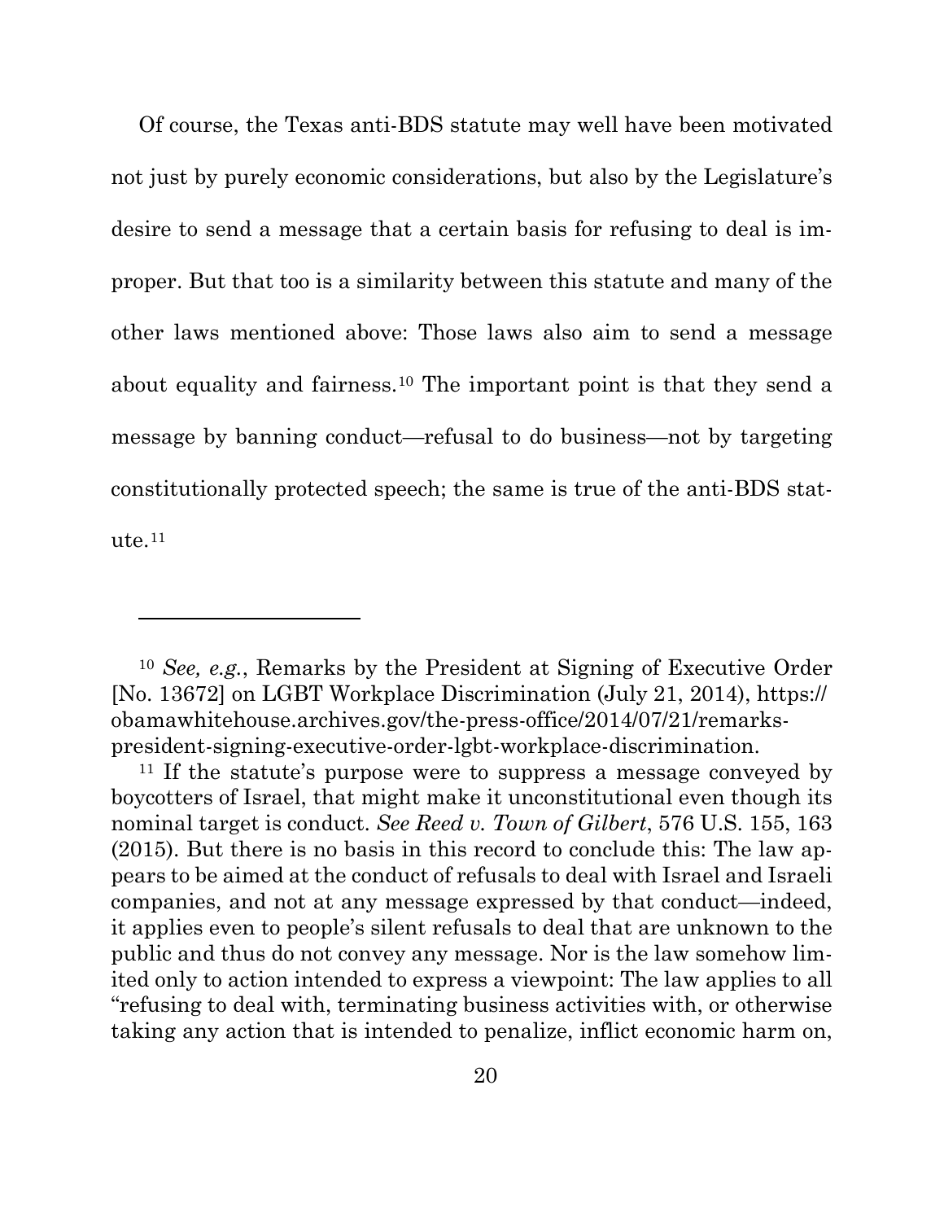Of course, the Texas anti-BDS statute may well have been motivated not just by purely economic considerations, but also by the Legislature's desire to send a message that a certain basis for refusing to deal is improper. But that too is a similarity between this statute and many of the other laws mentioned above: Those laws also aim to send a message about equality and fairness.[10] The important point is that they send a message by banning conduct—refusal to do business—not by targeting constitutionally protected speech; the same is true of the anti-BDS statute.[11]

---

[10] *See, e.g.*, Remarks by the President at Signing of Executive Order [No. 13672] on LGBT Workplace Discrimination (July 21, 2014), https://obamawhitehouse.archives.gov/the-press-office/2014/07/21/remarks-president-signing-executive-order-lgbt-workplace-discrimination.

[11] If the statute's purpose were to suppress a message conveyed by boycotters of Israel, that might make it unconstitutional even though its nominal target is conduct. *See Reed v. Town of Gilbert*, 576 U.S. 155, 163 (2015). But there is no basis in this record to conclude this: The law appears to be aimed at the conduct of refusals to deal with Israel and Israeli companies, and not at any message expressed by that conduct—indeed, it applies even to people's silent refusals to deal that are unknown to the public and thus do not convey any message. Nor is the law somehow limited only to action intended to express a viewpoint: The law applies to all "refusing to deal with, terminating business activities with, or otherwise taking any action that is intended to penalize, inflict economic harm on,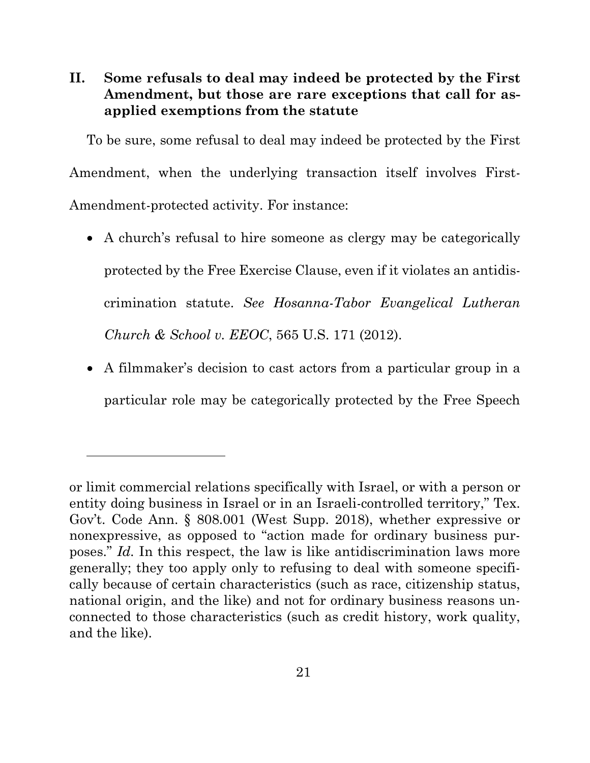## II. Some refusals to deal may indeed be protected by the First Amendment, but those are rare exceptions that call for as-applied exemptions from the statute

To be sure, some refusal to deal may indeed be protected by the First Amendment, when the underlying transaction itself involves First-Amendment-protected activity. For instance:

- A church's refusal to hire someone as clergy may be categorically protected by the Free Exercise Clause, even if it violates an antidiscrimination statute. *See Hosanna-Tabor Evangelical Lutheran Church & School v. EEOC*, 565 U.S. 171 (2012).
- A filmmaker's decision to cast actors from a particular group in a particular role may be categorically protected by the Free Speech

---

or limit commercial relations specifically with Israel, or with a person or entity doing business in Israel or in an Israeli-controlled territory," Tex. Gov't. Code Ann. § 808.001 (West Supp. 2018), whether expressive or nonexpressive, as opposed to "action made for ordinary business purposes." *Id.* In this respect, the law is like antidiscrimination laws more generally; they too apply only to refusing to deal with someone specifically because of certain characteristics (such as race, citizenship status, national origin, and the like) and not for ordinary business reasons unconnected to those characteristics (such as credit history, work quality, and the like).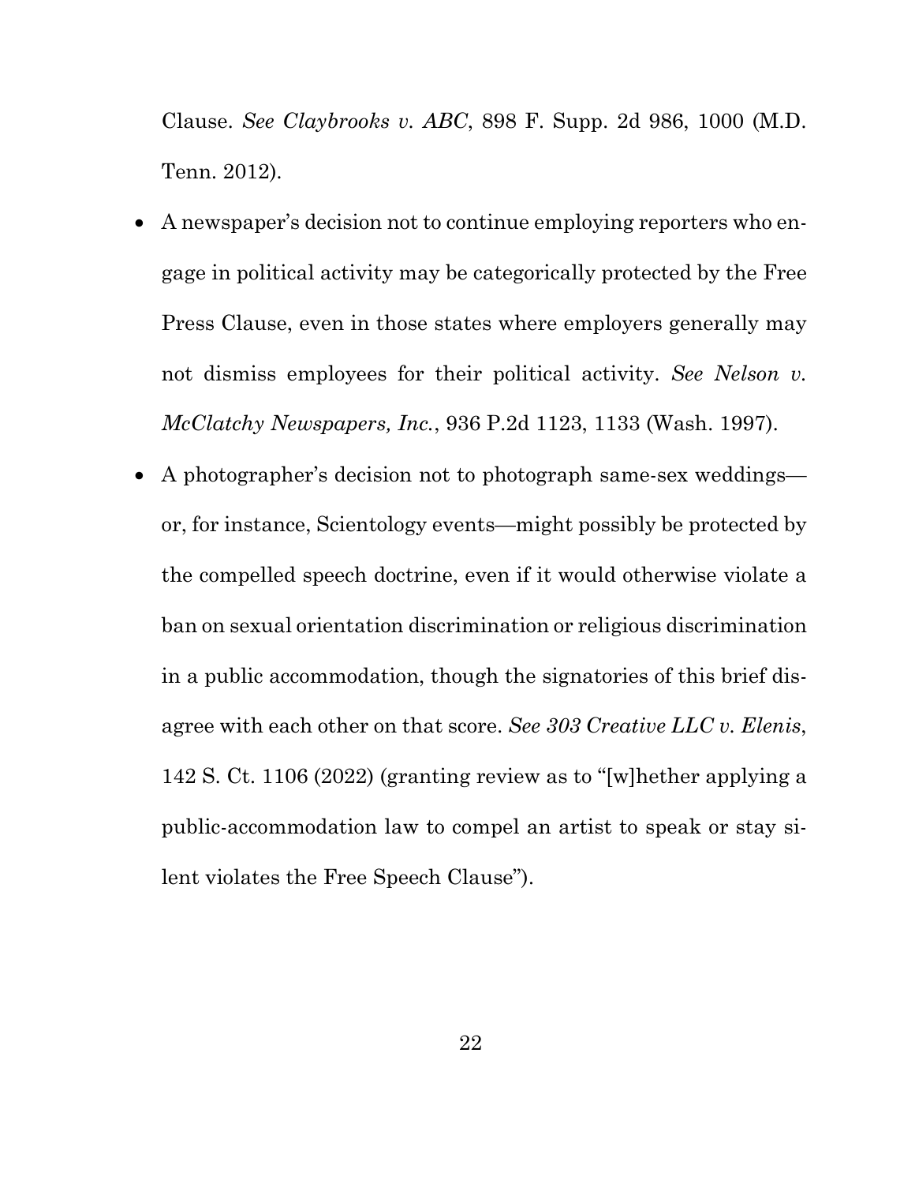Clause. *See Claybrooks v. ABC*, 898 F. Supp. 2d 986, 1000 (M.D. Tenn. 2012).

- A newspaper's decision not to continue employing reporters who engage in political activity may be categorically protected by the Free Press Clause, even in those states where employers generally may not dismiss employees for their political activity. *See Nelson v. McClatchy Newspapers, Inc.*, 936 P.2d 1123, 1133 (Wash. 1997).
- A photographer's decision not to photograph same-sex weddings—or, for instance, Scientology events—might possibly be protected by the compelled speech doctrine, even if it would otherwise violate a ban on sexual orientation discrimination or religious discrimination in a public accommodation, though the signatories of this brief disagree with each other on that score. *See 303 Creative LLC v. Elenis*, 142 S. Ct. 1106 (2022) (granting review as to "[w]hether applying a public-accommodation law to compel an artist to speak or stay silent violates the Free Speech Clause").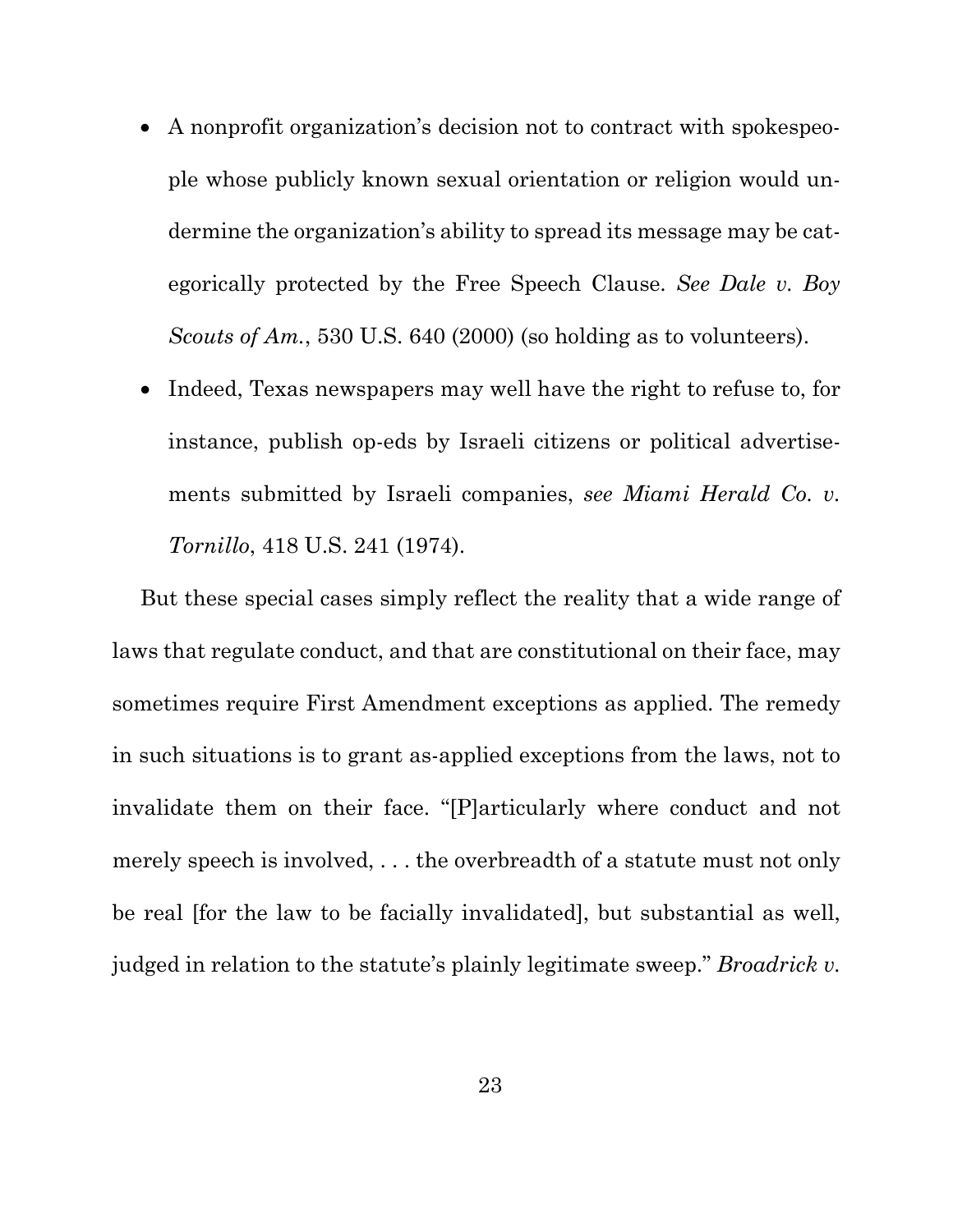- A nonprofit organization's decision not to contract with spokespeople whose publicly known sexual orientation or religion would undermine the organization's ability to spread its message may be categorically protected by the Free Speech Clause. *See Dale v. Boy Scouts of Am.*, 530 U.S. 640 (2000) (so holding as to volunteers).
- Indeed, Texas newspapers may well have the right to refuse to, for instance, publish op-eds by Israeli citizens or political advertisements submitted by Israeli companies, *see Miami Herald Co. v. Tornillo*, 418 U.S. 241 (1974).

But these special cases simply reflect the reality that a wide range of laws that regulate conduct, and that are constitutional on their face, may sometimes require First Amendment exceptions as applied. The remedy in such situations is to grant as-applied exceptions from the laws, not to invalidate them on their face. "[P]articularly where conduct and not merely speech is involved, . . . the overbreadth of a statute must not only be real [for the law to be facially invalidated], but substantial as well, judged in relation to the statute's plainly legitimate sweep." *Broadrick v.*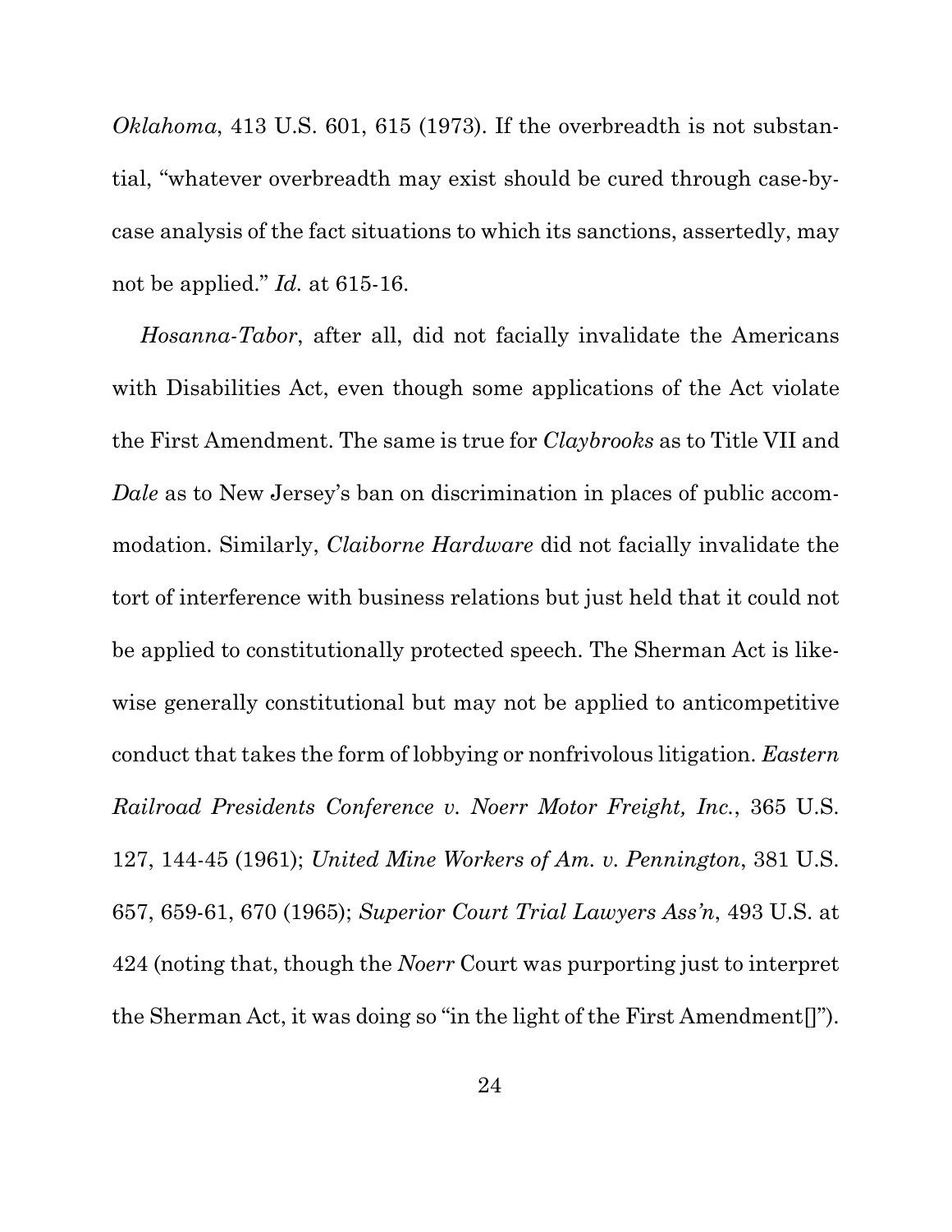*Oklahoma*, 413 U.S. 601, 615 (1973). If the overbreadth is not substantial, "whatever overbreadth may exist should be cured through case-by-case analysis of the fact situations to which its sanctions, assertedly, may not be applied." *Id.* at 615-16.

*Hosanna-Tabor*, after all, did not facially invalidate the Americans with Disabilities Act, even though some applications of the Act violate the First Amendment. The same is true for *Claybrooks* as to Title VII and *Dale* as to New Jersey's ban on discrimination in places of public accommodation. Similarly, *Claiborne Hardware* did not facially invalidate the tort of interference with business relations but just held that it could not be applied to constitutionally protected speech. The Sherman Act is likewise generally constitutional but may not be applied to anticompetitive conduct that takes the form of lobbying or nonfrivolous litigation. *Eastern Railroad Presidents Conference v. Noerr Motor Freight, Inc.*, 365 U.S. 127, 144-45 (1961); *United Mine Workers of Am. v. Pennington*, 381 U.S. 657, 659-61, 670 (1965); *Superior Court Trial Lawyers Ass'n*, 493 U.S. at 424 (noting that, though the *Noerr* Court was purporting just to interpret the Sherman Act, it was doing so "in the light of the First Amendment[]").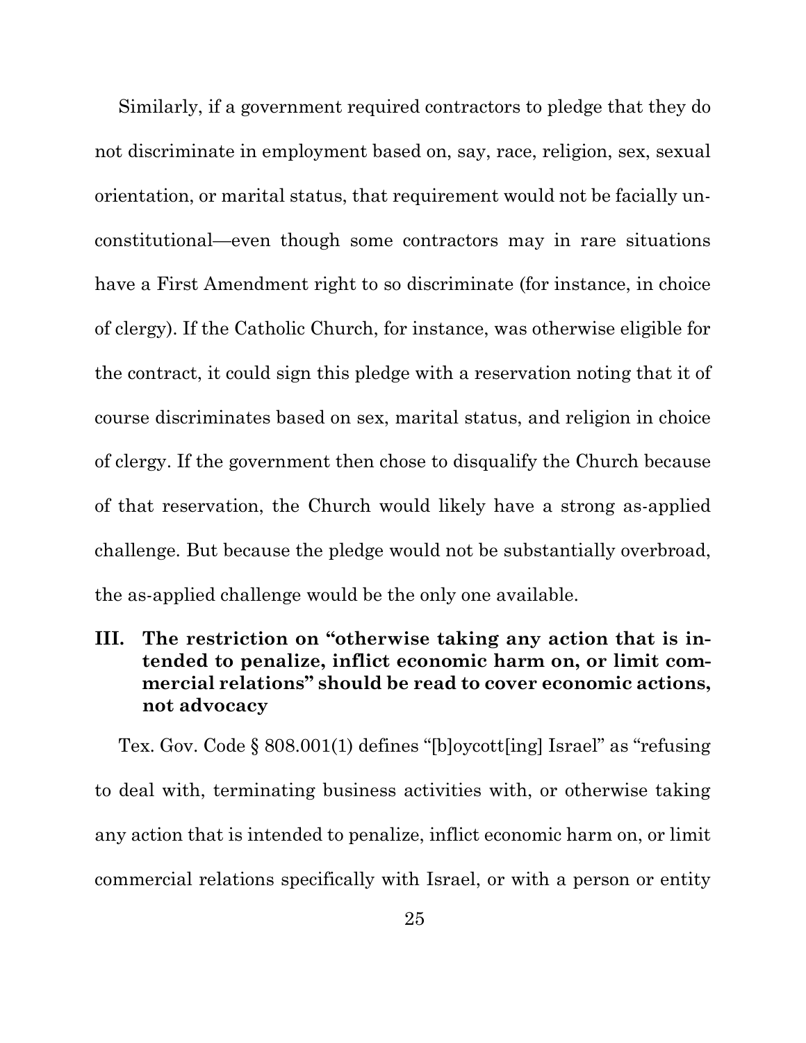Similarly, if a government required contractors to pledge that they do not discriminate in employment based on, say, race, religion, sex, sexual orientation, or marital status, that requirement would not be facially unconstitutional—even though some contractors may in rare situations have a First Amendment right to so discriminate (for instance, in choice of clergy). If the Catholic Church, for instance, was otherwise eligible for the contract, it could sign this pledge with a reservation noting that it of course discriminates based on sex, marital status, and religion in choice of clergy. If the government then chose to disqualify the Church because of that reservation, the Church would likely have a strong as-applied challenge. But because the pledge would not be substantially overbroad, the as-applied challenge would be the only one available.

## III. The restriction on "otherwise taking any action that is intended to penalize, inflict economic harm on, or limit commercial relations" should be read to cover economic actions, not advocacy

Tex. Gov. Code § 808.001(1) defines "[b]oycott[ing] Israel" as "refusing to deal with, terminating business activities with, or otherwise taking any action that is intended to penalize, inflict economic harm on, or limit commercial relations specifically with Israel, or with a person or entity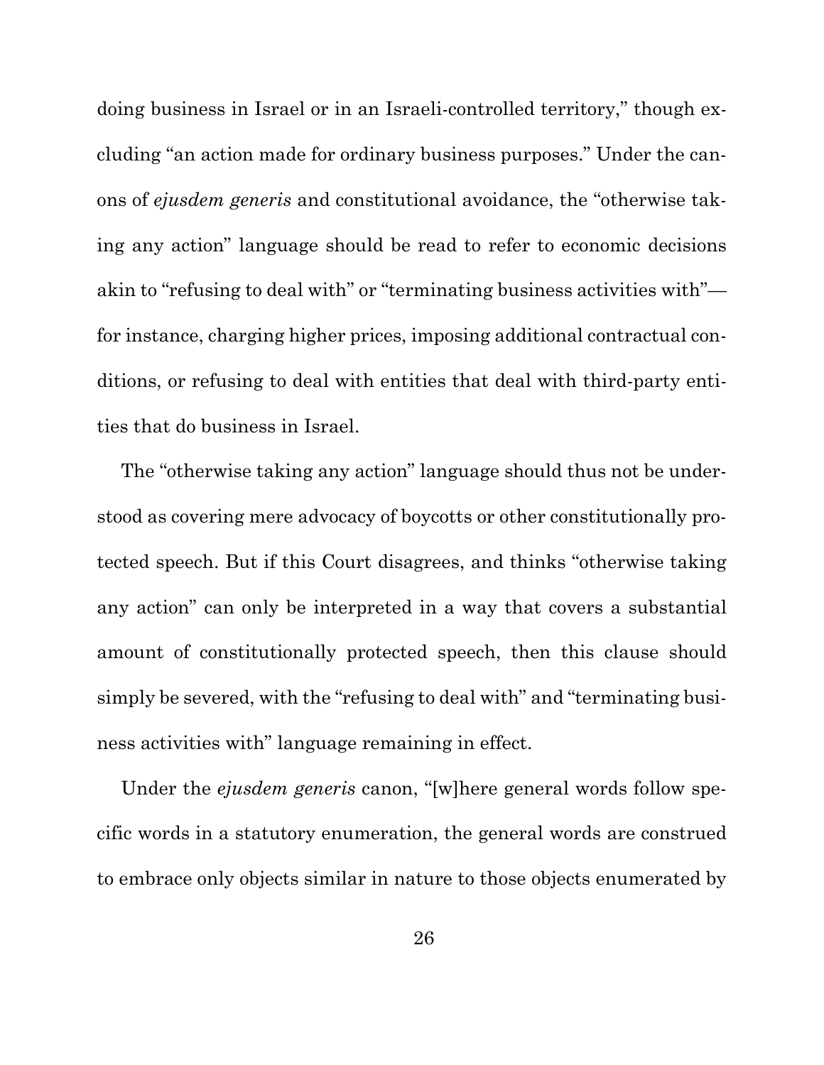doing business in Israel or in an Israeli-controlled territory," though excluding "an action made for ordinary business purposes." Under the canons of *ejusdem generis* and constitutional avoidance, the "otherwise taking any action" language should be read to refer to economic decisions akin to "refusing to deal with" or "terminating business activities with"—for instance, charging higher prices, imposing additional contractual conditions, or refusing to deal with entities that deal with third-party entities that do business in Israel.

The "otherwise taking any action" language should thus not be understood as covering mere advocacy of boycotts or other constitutionally protected speech. But if this Court disagrees, and thinks "otherwise taking any action" can only be interpreted in a way that covers a substantial amount of constitutionally protected speech, then this clause should simply be severed, with the "refusing to deal with" and "terminating business activities with" language remaining in effect.

Under the *ejusdem generis* canon, "[w]here general words follow specific words in a statutory enumeration, the general words are construed to embrace only objects similar in nature to those objects enumerated by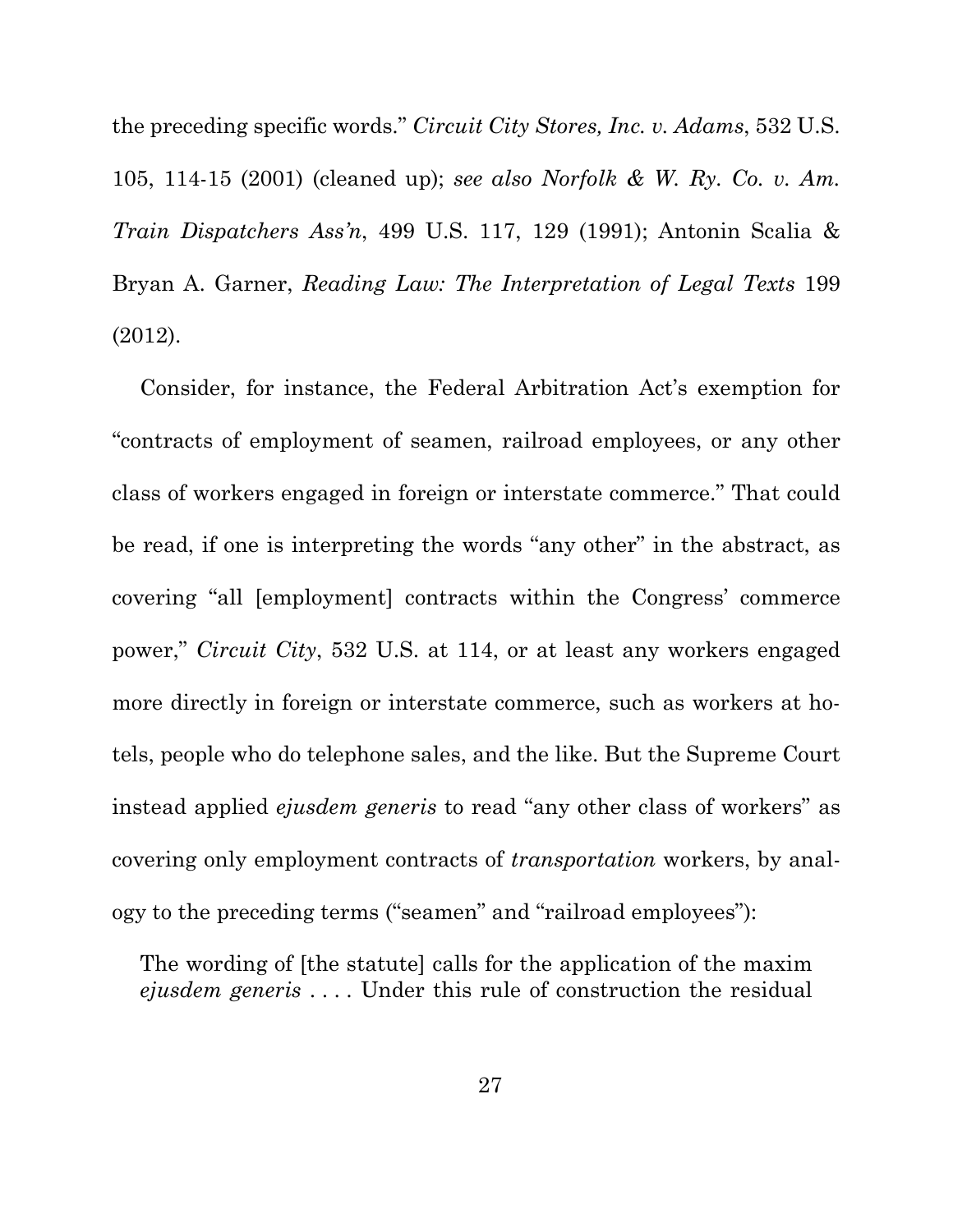the preceding specific words." *Circuit City Stores, Inc. v. Adams*, 532 U.S. 105, 114-15 (2001) (cleaned up); *see also Norfolk & W. Ry. Co. v. Am. Train Dispatchers Ass'n*, 499 U.S. 117, 129 (1991); Antonin Scalia & Bryan A. Garner, *Reading Law: The Interpretation of Legal Texts* 199 (2012).

Consider, for instance, the Federal Arbitration Act's exemption for "contracts of employment of seamen, railroad employees, or any other class of workers engaged in foreign or interstate commerce." That could be read, if one is interpreting the words "any other" in the abstract, as covering "all [employment] contracts within the Congress' commerce power," *Circuit City*, 532 U.S. at 114, or at least any workers engaged more directly in foreign or interstate commerce, such as workers at hotels, people who do telephone sales, and the like. But the Supreme Court instead applied *ejusdem generis* to read "any other class of workers" as covering only employment contracts of *transportation* workers, by analogy to the preceding terms ("seamen" and "railroad employees"):

> The wording of [the statute] calls for the application of the maxim *ejusdem generis* . . . . Under this rule of construction the residual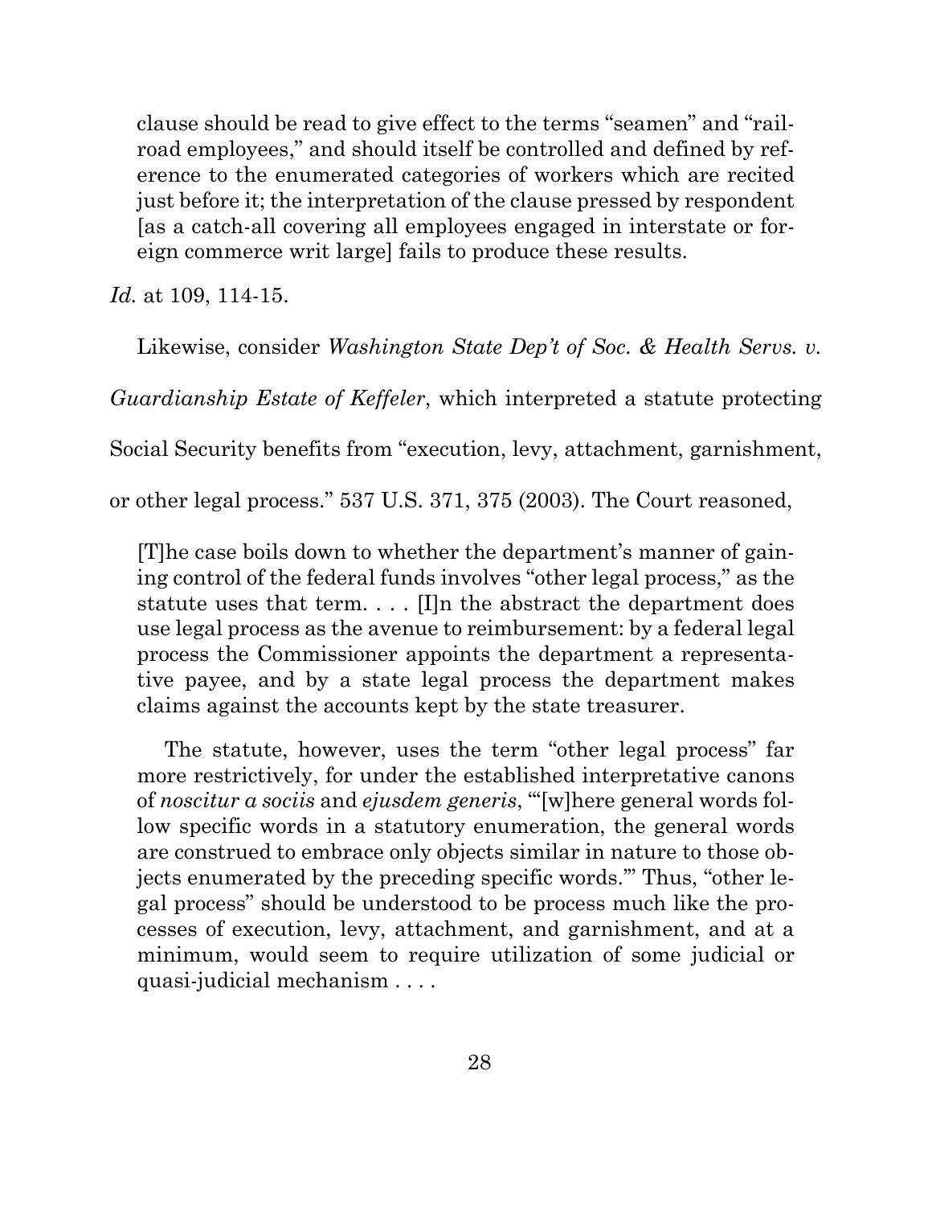> clause should be read to give effect to the terms "seamen" and "railroad employees," and should itself be controlled and defined by reference to the enumerated categories of workers which are recited just before it; the interpretation of the clause pressed by respondent [as a catch-all covering all employees engaged in interstate or foreign commerce writ large] fails to produce these results.

*Id.* at 109, 114-15.

Likewise, consider *Washington State Dep't of Soc. & Health Servs. v. Guardianship Estate of Keffeler*, which interpreted a statute protecting Social Security benefits from "execution, levy, attachment, garnishment, or other legal process." 537 U.S. 371, 375 (2003). The Court reasoned,

> [T]he case boils down to whether the department's manner of gaining control of the federal funds involves "other legal process," as the statute uses that term. . . . [I]n the abstract the department does use legal process as the avenue to reimbursement: by a federal legal process the Commissioner appoints the department a representative payee, and by a state legal process the department makes claims against the accounts kept by the state treasurer.
>
> The statute, however, uses the term "other legal process" far more restrictively, for under the established interpretative canons of *noscitur a sociis* and *ejusdem generis*, "'[w]here general words follow specific words in a statutory enumeration, the general words are construed to embrace only objects similar in nature to those objects enumerated by the preceding specific words.'" Thus, "other legal process" should be understood to be process much like the processes of execution, levy, attachment, and garnishment, and at a minimum, would seem to require utilization of some judicial or quasi-judicial mechanism . . . .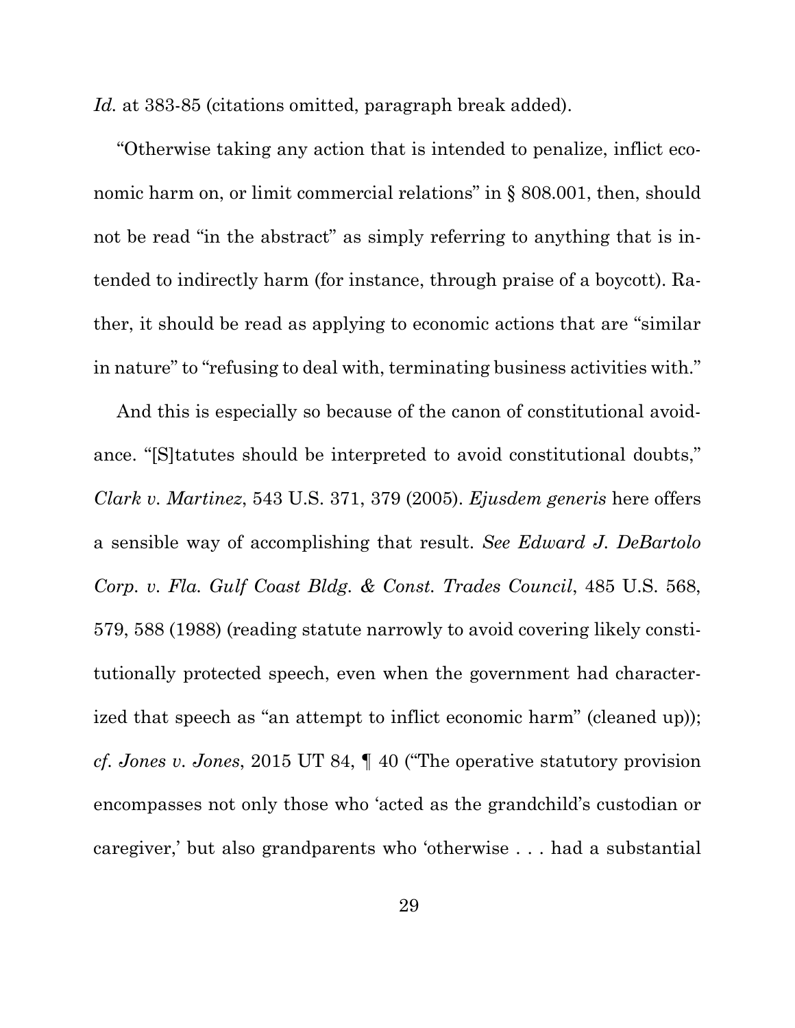*Id.* at 383-85 (citations omitted, paragraph break added).

"Otherwise taking any action that is intended to penalize, inflict economic harm on, or limit commercial relations" in § 808.001, then, should not be read "in the abstract" as simply referring to anything that is intended to indirectly harm (for instance, through praise of a boycott). Rather, it should be read as applying to economic actions that are "similar in nature" to "refusing to deal with, terminating business activities with."

And this is especially so because of the canon of constitutional avoidance. "[S]tatutes should be interpreted to avoid constitutional doubts," *Clark v. Martinez*, 543 U.S. 371, 379 (2005). *Ejusdem generis* here offers a sensible way of accomplishing that result. *See Edward J. DeBartolo Corp. v. Fla. Gulf Coast Bldg. & Const. Trades Council*, 485 U.S. 568, 579, 588 (1988) (reading statute narrowly to avoid covering likely constitutionally protected speech, even when the government had characterized that speech as "an attempt to inflict economic harm" (cleaned up)); *cf. Jones v. Jones*, 2015 UT 84, ¶ 40 ("The operative statutory provision encompasses not only those who 'acted as the grandchild's custodian or caregiver,' but also grandparents who 'otherwise . . . had a substantial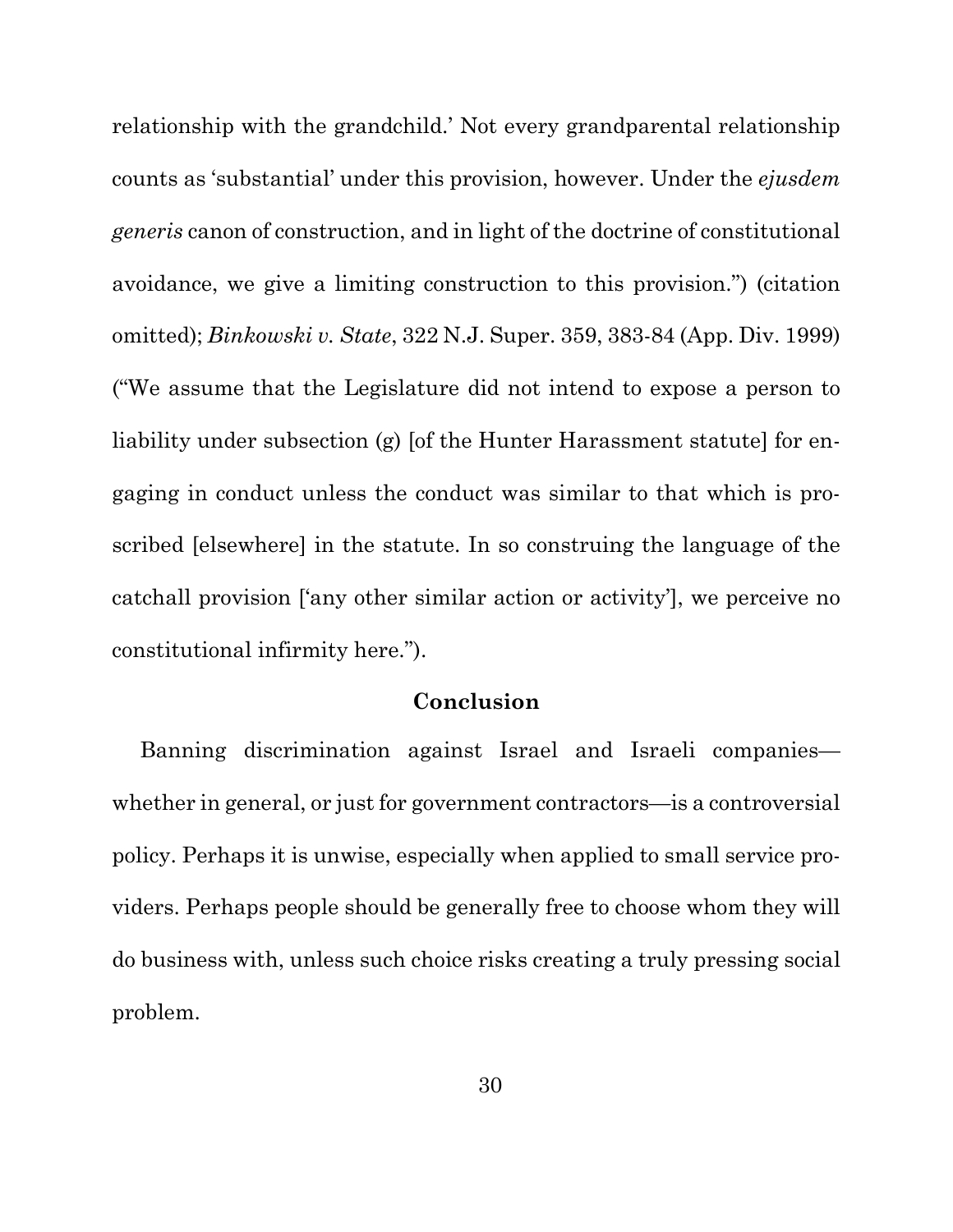relationship with the grandchild.' Not every grandparental relationship counts as 'substantial' under this provision, however. Under the *ejusdem generis* canon of construction, and in light of the doctrine of constitutional avoidance, we give a limiting construction to this provision.") (citation omitted); *Binkowski v. State*, 322 N.J. Super. 359, 383-84 (App. Div. 1999) ("We assume that the Legislature did not intend to expose a person to liability under subsection (g) [of the Hunter Harassment statute] for engaging in conduct unless the conduct was similar to that which is proscribed [elsewhere] in the statute. In so construing the language of the catchall provision ['any other similar action or activity'], we perceive no constitutional infirmity here.").

## Conclusion

Banning discrimination against Israel and Israeli companies—whether in general, or just for government contractors—is a controversial policy. Perhaps it is unwise, especially when applied to small service providers. Perhaps people should be generally free to choose whom they will do business with, unless such choice risks creating a truly pressing social problem.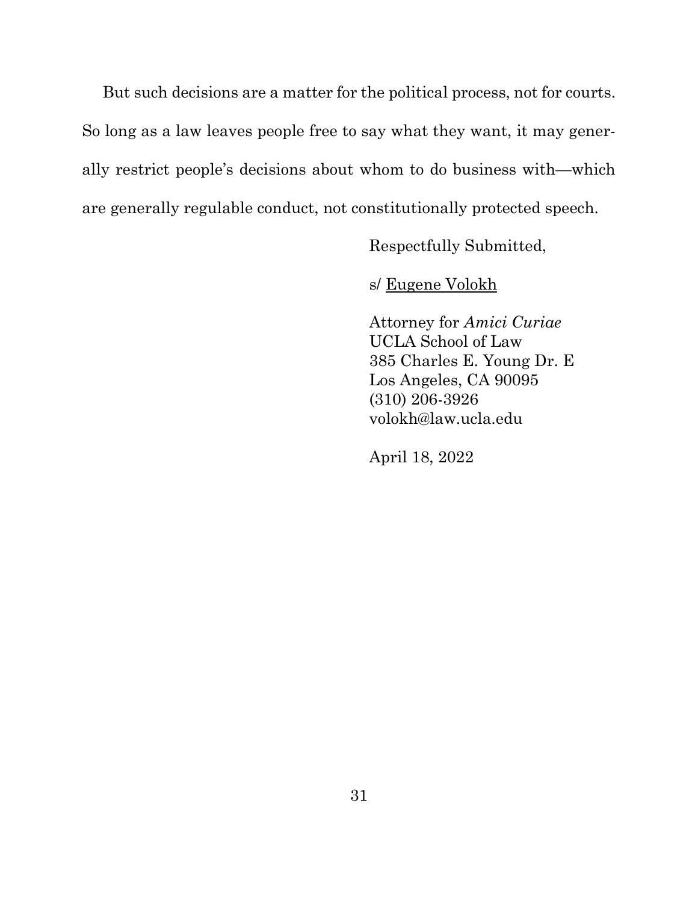But such decisions are a matter for the political process, not for courts. So long as a law leaves people free to say what they want, it may generally restrict people's decisions about whom to do business with—which are generally regulable conduct, not constitutionally protected speech.

Respectfully Submitted,

s/ Eugene Volokh

Attorney for *Amici Curiae*
UCLA School of Law
385 Charles E. Young Dr. E
Los Angeles, CA 90095
(310) 206-3926
volokh@law.ucla.edu

April 18, 2022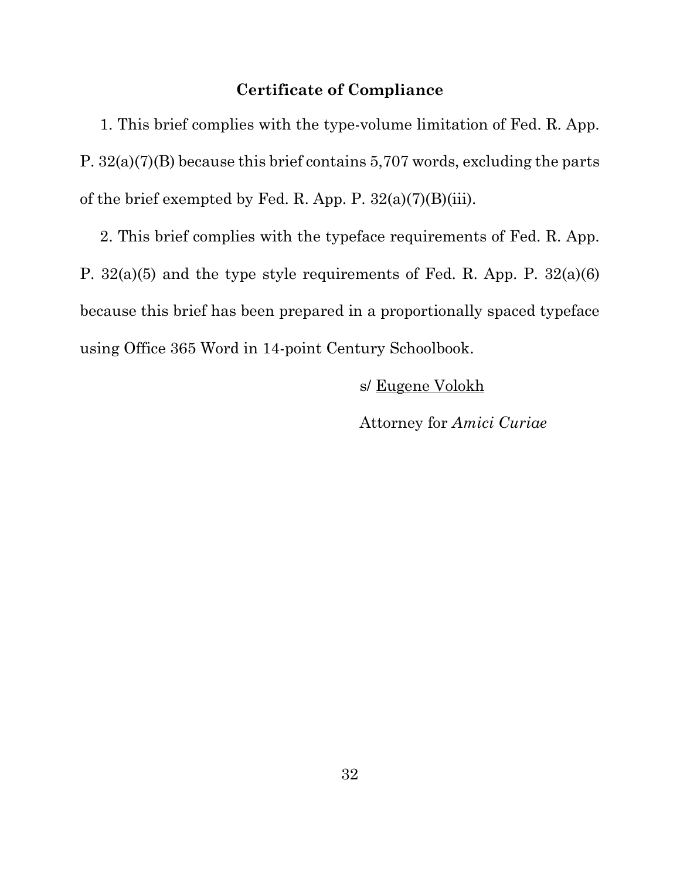## Certificate of Compliance

1. This brief complies with the type-volume limitation of Fed. R. App. P. 32(a)(7)(B) because this brief contains 5,707 words, excluding the parts of the brief exempted by Fed. R. App. P. 32(a)(7)(B)(iii).

2. This brief complies with the typeface requirements of Fed. R. App. P. 32(a)(5) and the type style requirements of Fed. R. App. P. 32(a)(6) because this brief has been prepared in a proportionally spaced typeface using Office 365 Word in 14-point Century Schoolbook.

s/ Eugene Volokh

Attorney for *Amici Curiae*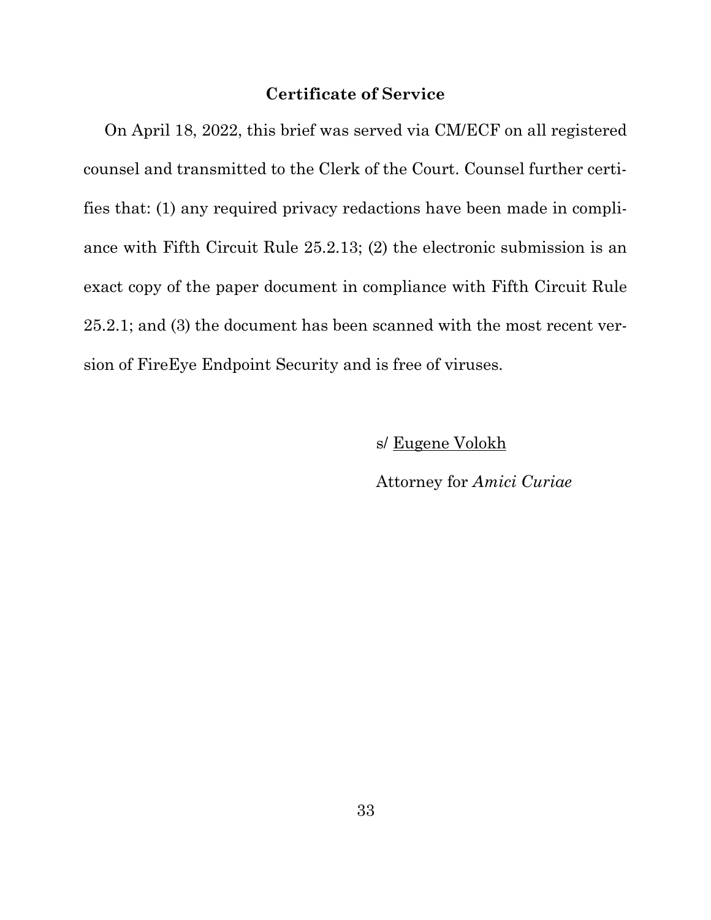## Certificate of Service

On April 18, 2022, this brief was served via CM/ECF on all registered counsel and transmitted to the Clerk of the Court. Counsel further certifies that: (1) any required privacy redactions have been made in compliance with Fifth Circuit Rule 25.2.13; (2) the electronic submission is an exact copy of the paper document in compliance with Fifth Circuit Rule 25.2.1; and (3) the document has been scanned with the most recent version of FireEye Endpoint Security and is free of viruses.

s/ Eugene Volokh

Attorney for *Amici Curiae*